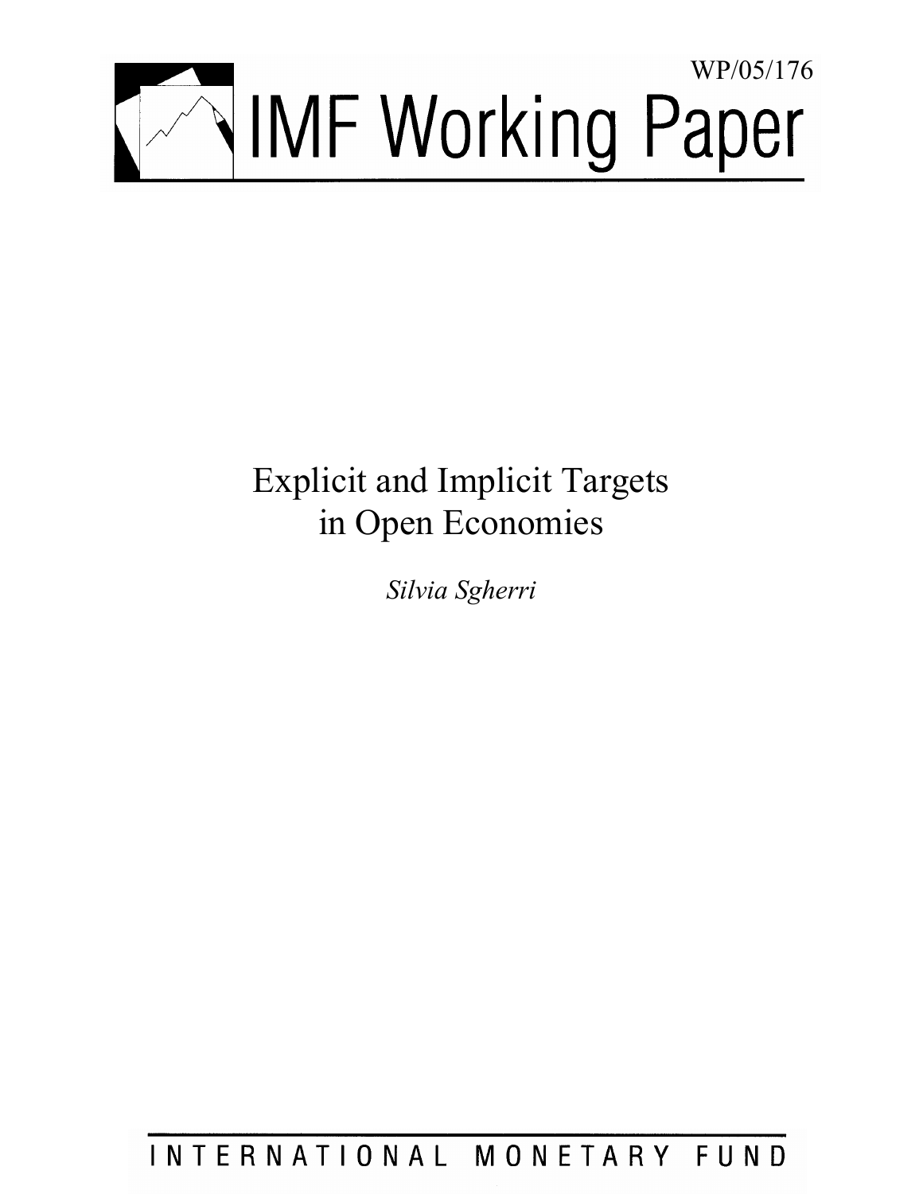WP/05/176

# IMF Working Paper

# Explicit and Implicit Targets in Open Economies

*Silvia Sgherri*

INTERNATIONAL MONETARY FUND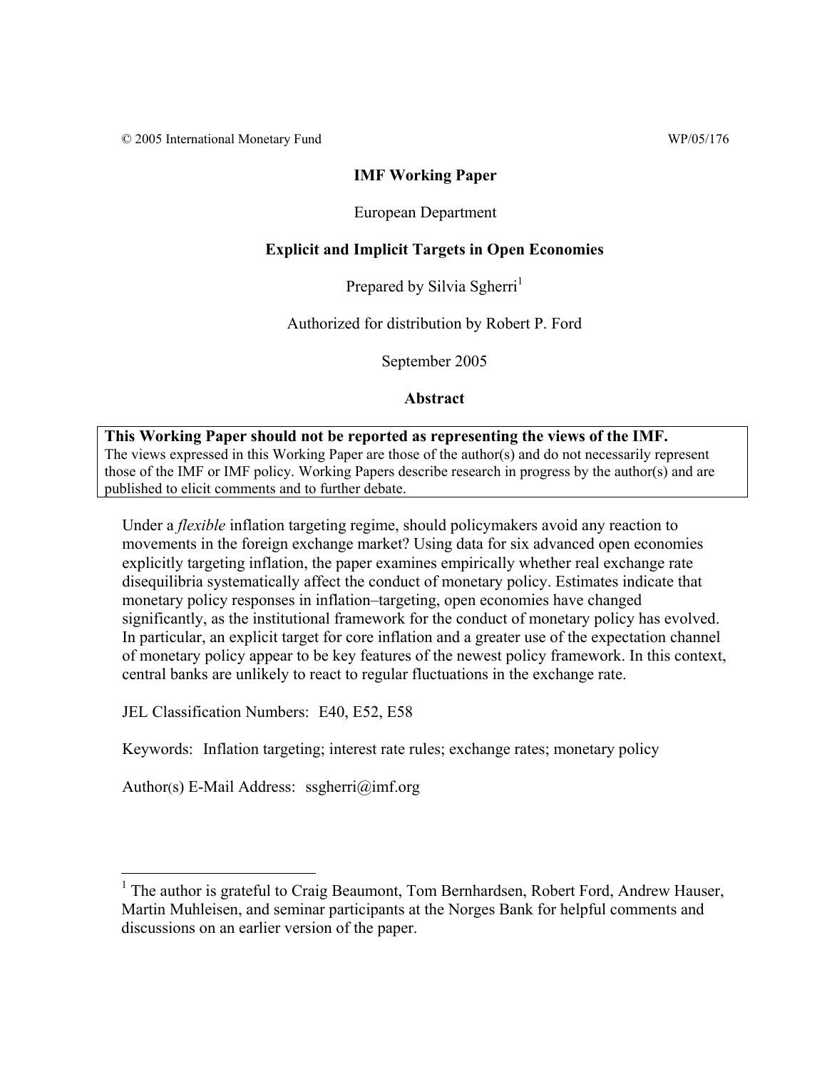© 2005 International Monetary Fund WP/05/176

**IMF Working Paper**

European Department

**Explicit and Implicit Targets in Open Economies**

Prepared by Silvia Sgherri[1]

Authorized for distribution by Robert P. Ford

September 2005

**Abstract**

**This Working Paper should not be reported as representing the views of the IMF.**
The views expressed in this Working Paper are those of the author(s) and do not necessarily represent those of the IMF or IMF policy. Working Papers describe research in progress by the author(s) and are published to elicit comments and to further debate.

Under a *flexible* inflation targeting regime, should policymakers avoid any reaction to movements in the foreign exchange market? Using data for six advanced open economies explicitly targeting inflation, the paper examines empirically whether real exchange rate disequilibria systematically affect the conduct of monetary policy. Estimates indicate that monetary policy responses in inflation–targeting, open economies have changed significantly, as the institutional framework for the conduct of monetary policy has evolved. In particular, an explicit target for core inflation and a greater use of the expectation channel of monetary policy appear to be key features of the newest policy framework. In this context, central banks are unlikely to react to regular fluctuations in the exchange rate.

JEL Classification Numbers: E40, E52, E58

Keywords: Inflation targeting; interest rate rules; exchange rates; monetary policy

Author(s) E-Mail Address: ssgherri@imf.org

[1] The author is grateful to Craig Beaumont, Tom Bernhardsen, Robert Ford, Andrew Hauser, Martin Muhleisen, and seminar participants at the Norges Bank for helpful comments and discussions on an earlier version of the paper.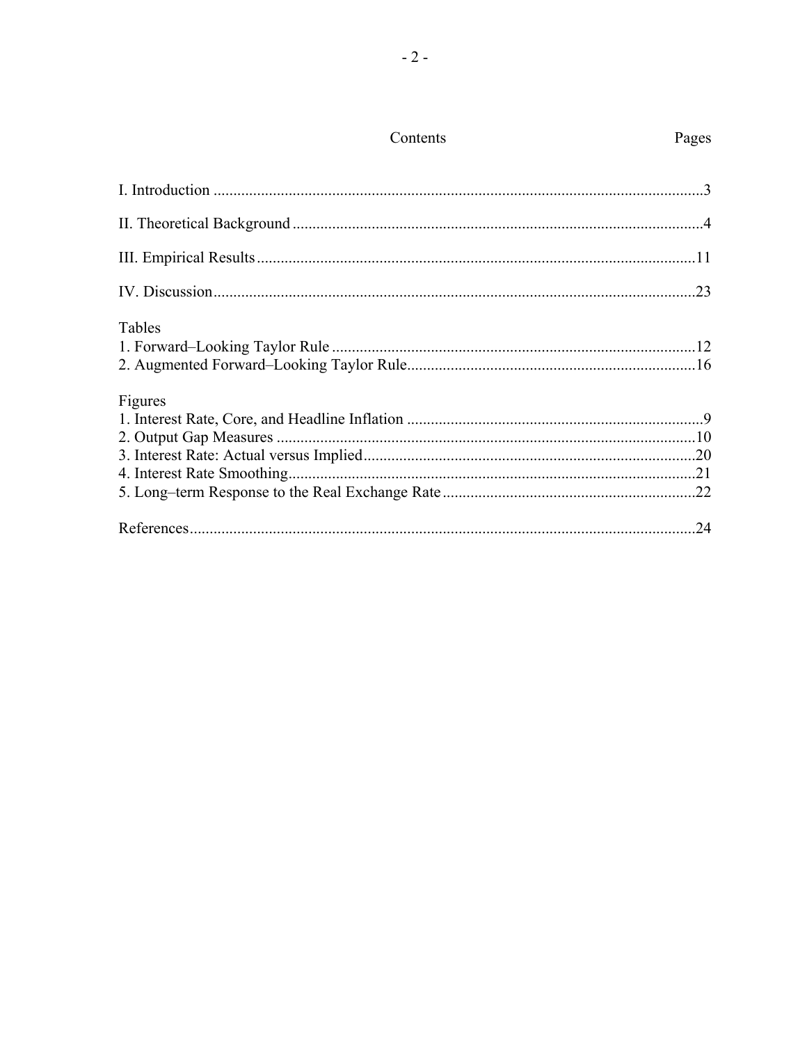## Contents

| | Pages |
|---|---|
| I. Introduction | 3 |
| II. Theoretical Background | 4 |
| III. Empirical Results | 11 |
| IV. Discussion | 23 |
| **Tables** | |
| 1. Forward–Looking Taylor Rule | 12 |
| 2. Augmented Forward–Looking Taylor Rule | 16 |
| **Figures** | |
| 1. Interest Rate, Core, and Headline Inflation | 9 |
| 2. Output Gap Measures | 10 |
| 3. Interest Rate: Actual versus Implied | 20 |
| 4. Interest Rate Smoothing | 21 |
| 5. Long–term Response to the Real Exchange Rate | 22 |
| References | 24 |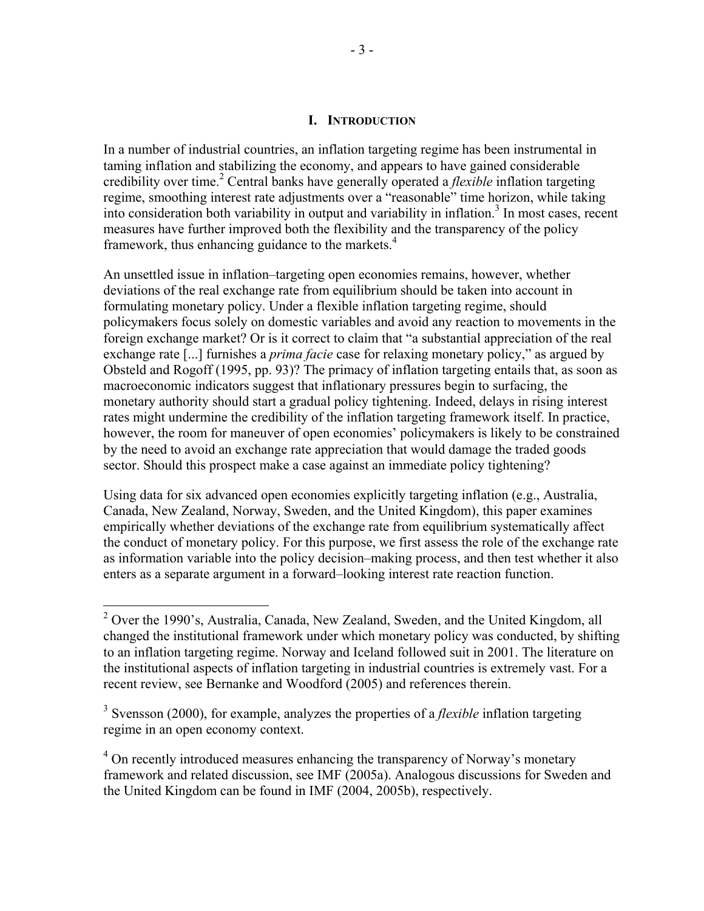## I. Introduction

In a number of industrial countries, an inflation targeting regime has been instrumental in taming inflation and stabilizing the economy, and appears to have gained considerable credibility over time.[2] Central banks have generally operated a *flexible* inflation targeting regime, smoothing interest rate adjustments over a "reasonable" time horizon, while taking into consideration both variability in output and variability in inflation.[3] In most cases, recent measures have further improved both the flexibility and the transparency of the policy framework, thus enhancing guidance to the markets.[4]

An unsettled issue in inflation–targeting open economies remains, however, whether deviations of the real exchange rate from equilibrium should be taken into account in formulating monetary policy. Under a flexible inflation targeting regime, should policymakers focus solely on domestic variables and avoid any reaction to movements in the foreign exchange market? Or is it correct to claim that "a substantial appreciation of the real exchange rate [...] furnishes a *prima facie* case for relaxing monetary policy," as argued by Obsteld and Rogoff (1995, pp. 93)? The primacy of inflation targeting entails that, as soon as macroeconomic indicators suggest that inflationary pressures begin to surfacing, the monetary authority should start a gradual policy tightening. Indeed, delays in rising interest rates might undermine the credibility of the inflation targeting framework itself. In practice, however, the room for maneuver of open economies' policymakers is likely to be constrained by the need to avoid an exchange rate appreciation that would damage the traded goods sector. Should this prospect make a case against an immediate policy tightening?

Using data for six advanced open economies explicitly targeting inflation (e.g., Australia, Canada, New Zealand, Norway, Sweden, and the United Kingdom), this paper examines empirically whether deviations of the exchange rate from equilibrium systematically affect the conduct of monetary policy. For this purpose, we first assess the role of the exchange rate as information variable into the policy decision–making process, and then test whether it also enters as a separate argument in a forward–looking interest rate reaction function.

---

[2] Over the 1990's, Australia, Canada, New Zealand, Sweden, and the United Kingdom, all changed the institutional framework under which monetary policy was conducted, by shifting to an inflation targeting regime. Norway and Iceland followed suit in 2001. The literature on the institutional aspects of inflation targeting in industrial countries is extremely vast. For a recent review, see Bernanke and Woodford (2005) and references therein.

[3] Svensson (2000), for example, analyzes the properties of a *flexible* inflation targeting regime in an open economy context.

[4] On recently introduced measures enhancing the transparency of Norway's monetary framework and related discussion, see IMF (2005a). Analogous discussions for Sweden and the United Kingdom can be found in IMF (2004, 2005b), respectively.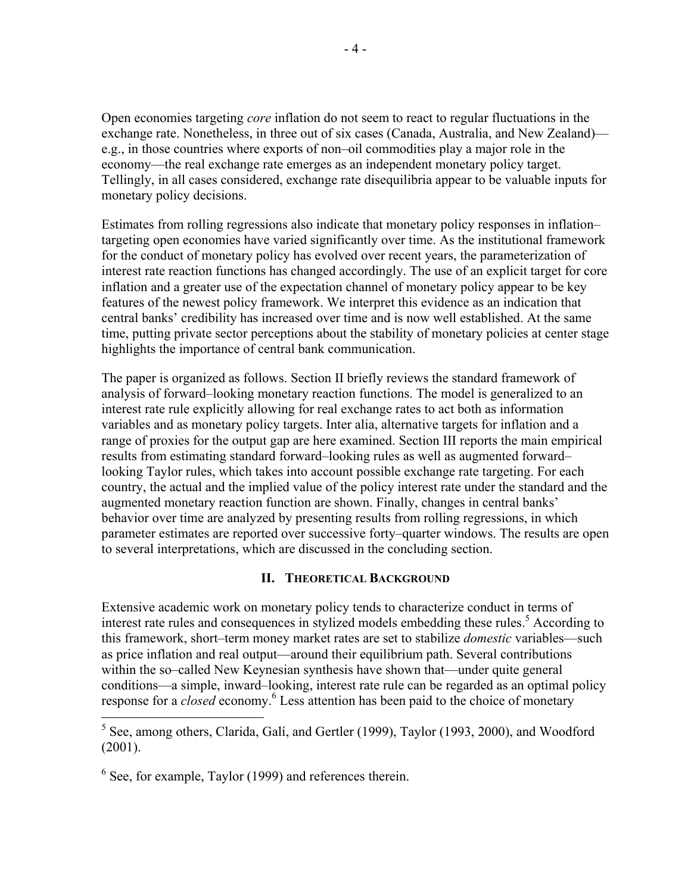Open economies targeting *core* inflation do not seem to react to regular fluctuations in the exchange rate. Nonetheless, in three out of six cases (Canada, Australia, and New Zealand)—e.g., in those countries where exports of non–oil commodities play a major role in the economy—the real exchange rate emerges as an independent monetary policy target. Tellingly, in all cases considered, exchange rate disequilibria appear to be valuable inputs for monetary policy decisions.

Estimates from rolling regressions also indicate that monetary policy responses in inflation–targeting open economies have varied significantly over time. As the institutional framework for the conduct of monetary policy has evolved over recent years, the parameterization of interest rate reaction functions has changed accordingly. The use of an explicit target for core inflation and a greater use of the expectation channel of monetary policy appear to be key features of the newest policy framework. We interpret this evidence as an indication that central banks' credibility has increased over time and is now well established. At the same time, putting private sector perceptions about the stability of monetary policies at center stage highlights the importance of central bank communication.

The paper is organized as follows. Section II briefly reviews the standard framework of analysis of forward–looking monetary reaction functions. The model is generalized to an interest rate rule explicitly allowing for real exchange rates to act both as information variables and as monetary policy targets. Inter alia, alternative targets for inflation and a range of proxies for the output gap are here examined. Section III reports the main empirical results from estimating standard forward–looking rules as well as augmented forward–looking Taylor rules, which takes into account possible exchange rate targeting. For each country, the actual and the implied value of the policy interest rate under the standard and the augmented monetary reaction function are shown. Finally, changes in central banks' behavior over time are analyzed by presenting results from rolling regressions, in which parameter estimates are reported over successive forty–quarter windows. The results are open to several interpretations, which are discussed in the concluding section.

## II. Theoretical Background

Extensive academic work on monetary policy tends to characterize conduct in terms of interest rate rules and consequences in stylized models embedding these rules.[5] According to this framework, short–term money market rates are set to stabilize *domestic* variables—such as price inflation and real output—around their equilibrium path. Several contributions within the so–called New Keynesian synthesis have shown that—under quite general conditions—a simple, inward–looking, interest rate rule can be regarded as an optimal policy response for a *closed* economy.[6] Less attention has been paid to the choice of monetary

[5] See, among others, Clarida, Galí, and Gertler (1999), Taylor (1993, 2000), and Woodford (2001).

[6] See, for example, Taylor (1999) and references therein.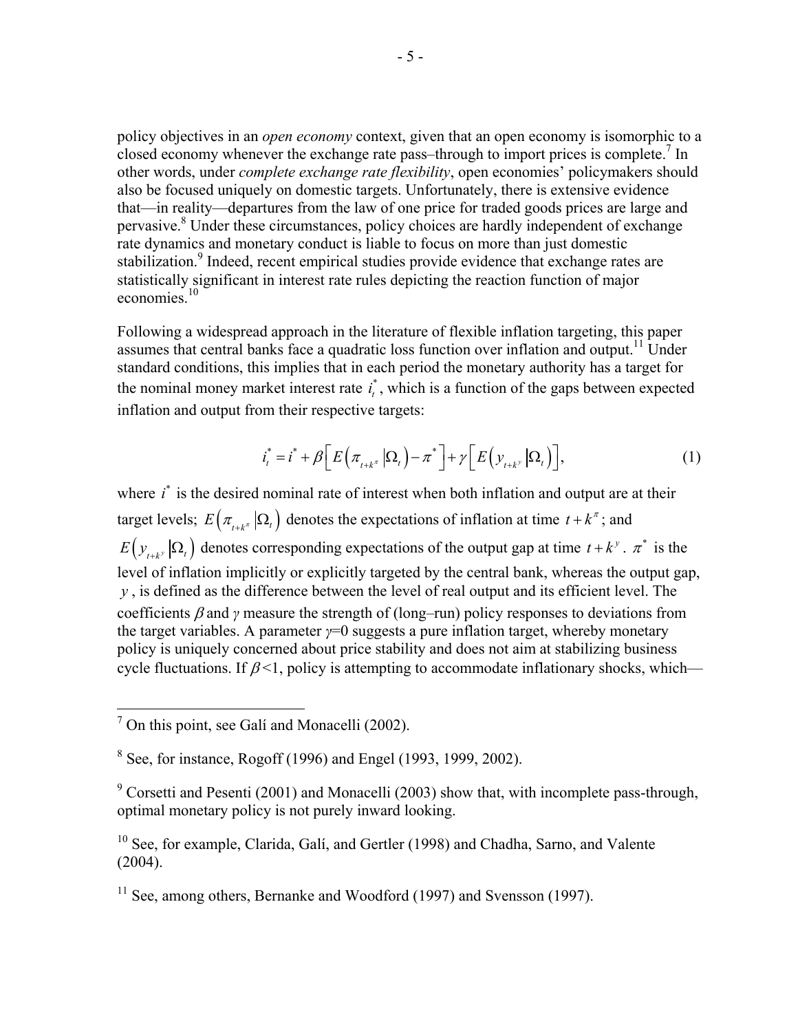policy objectives in an *open economy* context, given that an open economy is isomorphic to a closed economy whenever the exchange rate pass–through to import prices is complete.[7] In other words, under *complete exchange rate flexibility*, open economies' policymakers should also be focused uniquely on domestic targets. Unfortunately, there is extensive evidence that—in reality—departures from the law of one price for traded goods prices are large and pervasive.[8] Under these circumstances, policy choices are hardly independent of exchange rate dynamics and monetary conduct is liable to focus on more than just domestic stabilization.[9] Indeed, recent empirical studies provide evidence that exchange rates are statistically significant in interest rate rules depicting the reaction function of major economies.[10]

Following a widespread approach in the literature of flexible inflation targeting, this paper assumes that central banks face a quadratic loss function over inflation and output.[11] Under standard conditions, this implies that in each period the monetary authority has a target for the nominal money market interest rate $i_t^*$, which is a function of the gaps between expected inflation and output from their respective targets:

$$i_t^* = i^* + \beta\left[E\left(\pi_{t+k^\pi}\left|\Omega_t\right.\right) - \pi^*\right] + \gamma\left[E\left(y_{t+k^y}\left|\Omega_t\right.\right)\right], \tag{1}$$

where $i^*$ is the desired nominal rate of interest when both inflation and output are at their target levels; $E\left(\pi_{t+k^\pi}\left|\Omega_t\right.\right)$ denotes the expectations of inflation at time $t+k^\pi$; and $E\left(y_{t+k^y}\left|\Omega_t\right.\right)$ denotes corresponding expectations of the output gap at time $t+k^y$. $\pi^*$ is the level of inflation implicitly or explicitly targeted by the central bank, whereas the output gap, $y$, is defined as the difference between the level of real output and its efficient level. The coefficients $\beta$ and $\gamma$ measure the strength of (long–run) policy responses to deviations from the target variables. A parameter $\gamma=0$ suggests a pure inflation target, whereby monetary policy is uniquely concerned about price stability and does not aim at stabilizing business cycle fluctuations. If $\beta<1$, policy is attempting to accommodate inflationary shocks, which—

---

[7] On this point, see Galí and Monacelli (2002).

[8] See, for instance, Rogoff (1996) and Engel (1993, 1999, 2002).

[9] Corsetti and Pesenti (2001) and Monacelli (2003) show that, with incomplete pass-through, optimal monetary policy is not purely inward looking.

[10] See, for example, Clarida, Galí, and Gertler (1998) and Chadha, Sarno, and Valente (2004).

[11] See, among others, Bernanke and Woodford (1997) and Svensson (1997).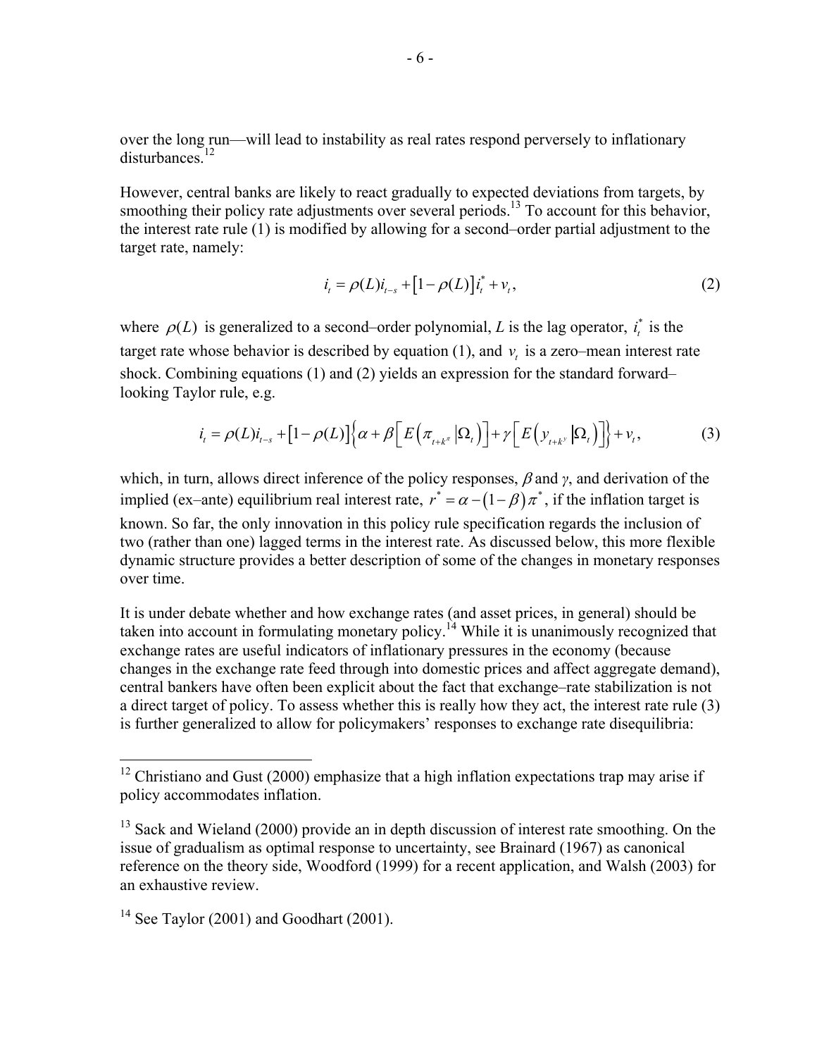over the long run—will lead to instability as real rates respond perversely to inflationary disturbances.[12]

However, central banks are likely to react gradually to expected deviations from targets, by smoothing their policy rate adjustments over several periods.[13] To account for this behavior, the interest rate rule (1) is modified by allowing for a second–order partial adjustment to the target rate, namely:

$$i_t = \rho(L) i_{t-s} + \left[1 - \rho(L)\right] i_t^* + v_t, \tag{2}$$

where $\rho(L)$ is generalized to a second–order polynomial, $L$ is the lag operator, $i_t^*$ is the target rate whose behavior is described by equation (1), and $v_t$ is a zero–mean interest rate shock. Combining equations (1) and (2) yields an expression for the standard forward–looking Taylor rule, e.g.

$$i_t = \rho(L) i_{t-s} + \left[1 - \rho(L)\right] \left\{ \alpha + \beta \left[ E\left(\pi_{t+k^\pi} \middle| \Omega_t\right) \right] + \gamma \left[ E\left(y_{t+k^y} \middle| \Omega_t\right) \right] \right\} + v_t, \tag{3}$$

which, in turn, allows direct inference of the policy responses, $\beta$ and $\gamma$, and derivation of the implied (ex–ante) equilibrium real interest rate, $r^* = \alpha - (1 - \beta)\pi^*$, if the inflation target is known. So far, the only innovation in this policy rule specification regards the inclusion of two (rather than one) lagged terms in the interest rate. As discussed below, this more flexible dynamic structure provides a better description of some of the changes in monetary responses over time.

It is under debate whether and how exchange rates (and asset prices, in general) should be taken into account in formulating monetary policy.[14] While it is unanimously recognized that exchange rates are useful indicators of inflationary pressures in the economy (because changes in the exchange rate feed through into domestic prices and affect aggregate demand), central bankers have often been explicit about the fact that exchange–rate stabilization is not a direct target of policy. To assess whether this is really how they act, the interest rate rule (3) is further generalized to allow for policymakers' responses to exchange rate disequilibria:

---

[12] Christiano and Gust (2000) emphasize that a high inflation expectations trap may arise if policy accommodates inflation.

[13] Sack and Wieland (2000) provide an in depth discussion of interest rate smoothing. On the issue of gradualism as optimal response to uncertainty, see Brainard (1967) as canonical reference on the theory side, Woodford (1999) for a recent application, and Walsh (2003) for an exhaustive review.

[14] See Taylor (2001) and Goodhart (2001).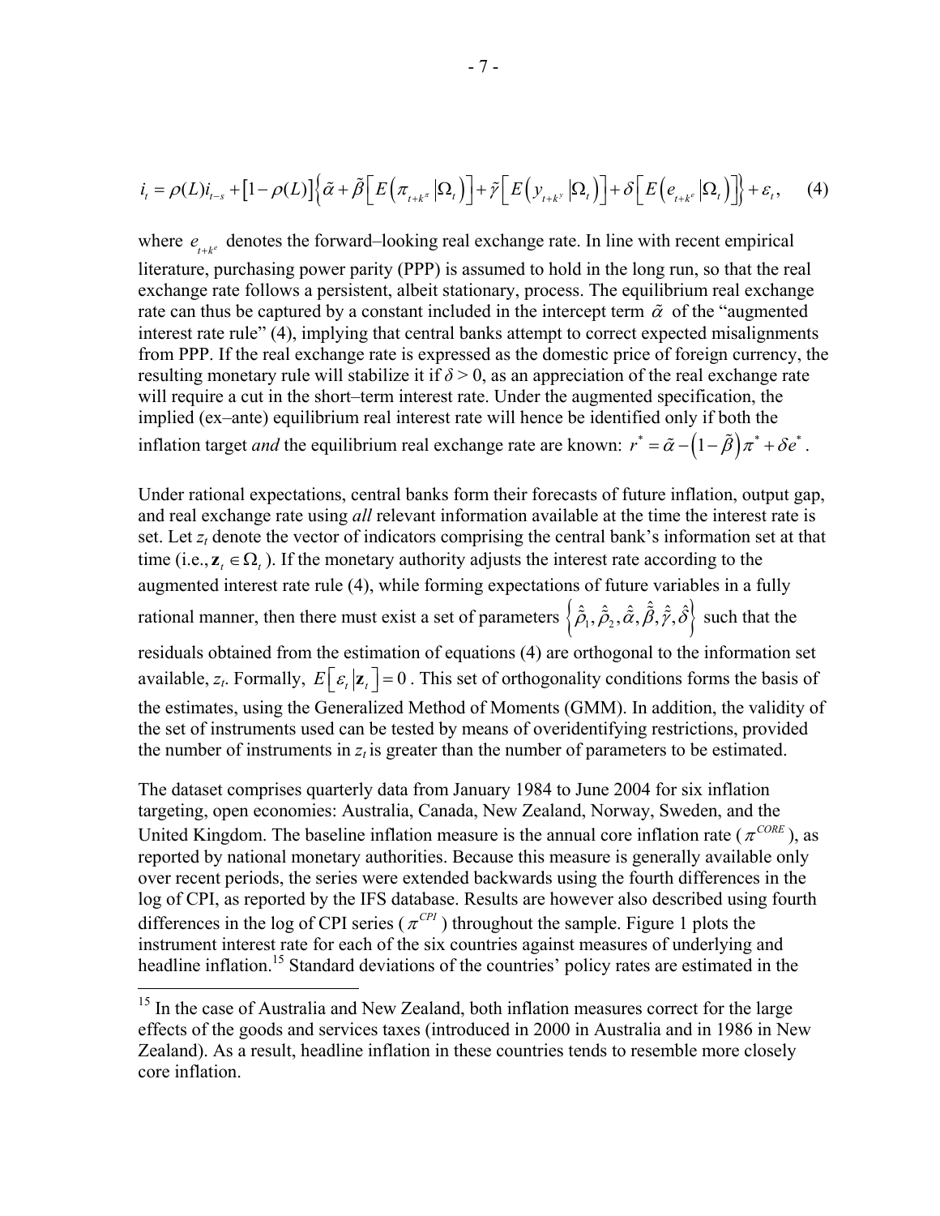$$i_t = \rho(L) i_{t-s} + \left[1-\rho(L)\right]\left\{\tilde{\alpha} + \tilde{\beta}\left[E\left(\pi_{t+k^{\pi}} \left|\Omega_t\right.\right)\right] + \tilde{\gamma}\left[E\left(y_{t+k^{y}} \left|\Omega_t\right.\right)\right] + \delta\left[E\left(e_{t+k^{e}} \left|\Omega_t\right.\right)\right]\right\} + \varepsilon_t, \qquad (4)$$

where $e_{t+k^e}$ denotes the forward–looking real exchange rate. In line with recent empirical literature, purchasing power parity (PPP) is assumed to hold in the long run, so that the real exchange rate follows a persistent, albeit stationary, process. The equilibrium real exchange rate can thus be captured by a constant included in the intercept term $\tilde{\alpha}$ of the "augmented interest rate rule" (4), implying that central banks attempt to correct expected misalignments from PPP. If the real exchange rate is expressed as the domestic price of foreign currency, the resulting monetary rule will stabilize it if $\delta > 0$, as an appreciation of the real exchange rate will require a cut in the short–term interest rate. Under the augmented specification, the implied (ex–ante) equilibrium real interest rate will hence be identified only if both the inflation target *and* the equilibrium real exchange rate are known: $r^* = \tilde{\alpha} - \left(1-\tilde{\beta}\right)\pi^* + \delta e^*$.

Under rational expectations, central banks form their forecasts of future inflation, output gap, and real exchange rate using *all* relevant information available at the time the interest rate is set. Let $z_t$ denote the vector of indicators comprising the central bank's information set at that time (i.e., $\mathbf{z}_t \in \Omega_t$). If the monetary authority adjusts the interest rate according to the augmented interest rate rule (4), while forming expectations of future variables in a fully rational manner, then there must exist a set of parameters $\left\{\hat{\tilde{\rho}}_1, \hat{\tilde{\rho}}_2, \hat{\tilde{\alpha}}, \hat{\tilde{\beta}}, \hat{\tilde{\gamma}}, \hat{\delta}\right\}$ such that the residuals obtained from the estimation of equations (4) are orthogonal to the information set available, $z_t$. Formally, $E\left[\varepsilon_t \left|\mathbf{z}_t\right.\right] = 0$. This set of orthogonality conditions forms the basis of the estimates, using the Generalized Method of Moments (GMM). In addition, the validity of the set of instruments used can be tested by means of overidentifying restrictions, provided the number of instruments in $z_t$ is greater than the number of parameters to be estimated.

The dataset comprises quarterly data from January 1984 to June 2004 for six inflation targeting, open economies: Australia, Canada, New Zealand, Norway, Sweden, and the United Kingdom. The baseline inflation measure is the annual core inflation rate ($\pi^{CORE}$), as reported by national monetary authorities. Because this measure is generally available only over recent periods, the series were extended backwards using the fourth differences in the log of CPI, as reported by the IFS database. Results are however also described using fourth differences in the log of CPI series ($\pi^{CPI}$) throughout the sample. Figure 1 plots the instrument interest rate for each of the six countries against measures of underlying and headline inflation.[15] Standard deviations of the countries' policy rates are estimated in the

[15] In the case of Australia and New Zealand, both inflation measures correct for the large effects of the goods and services taxes (introduced in 2000 in Australia and in 1986 in New Zealand). As a result, headline inflation in these countries tends to resemble more closely core inflation.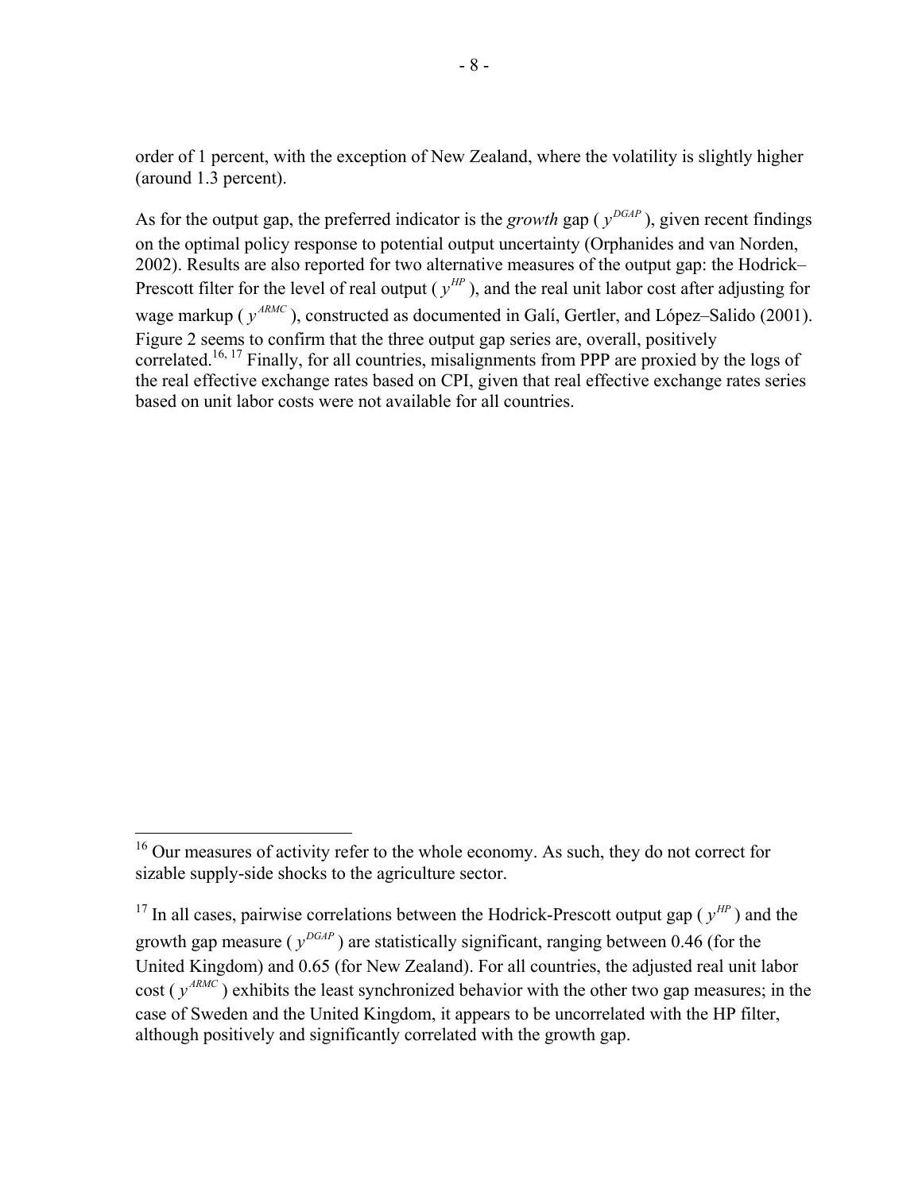order of 1 percent, with the exception of New Zealand, where the volatility is slightly higher (around 1.3 percent).

As for the output gap, the preferred indicator is the *growth* gap ( $y^{DGAP}$ ), given recent findings on the optimal policy response to potential output uncertainty (Orphanides and van Norden, 2002). Results are also reported for two alternative measures of the output gap: the Hodrick–Prescott filter for the level of real output ( $y^{HP}$ ), and the real unit labor cost after adjusting for wage markup ( $y^{ARMC}$ ), constructed as documented in Galí, Gertler, and López–Salido (2001). Figure 2 seems to confirm that the three output gap series are, overall, positively correlated.[16, 17] Finally, for all countries, misalignments from PPP are proxied by the logs of the real effective exchange rates based on CPI, given that real effective exchange rates series based on unit labor costs were not available for all countries.

---

[16] Our measures of activity refer to the whole economy. As such, they do not correct for sizable supply-side shocks to the agriculture sector.

[17] In all cases, pairwise correlations between the Hodrick-Prescott output gap ( $y^{HP}$ ) and the growth gap measure ( $y^{DGAP}$ ) are statistically significant, ranging between 0.46 (for the United Kingdom) and 0.65 (for New Zealand). For all countries, the adjusted real unit labor cost ( $y^{ARMC}$ ) exhibits the least synchronized behavior with the other two gap measures; in the case of Sweden and the United Kingdom, it appears to be uncorrelated with the HP filter, although positively and significantly correlated with the growth gap.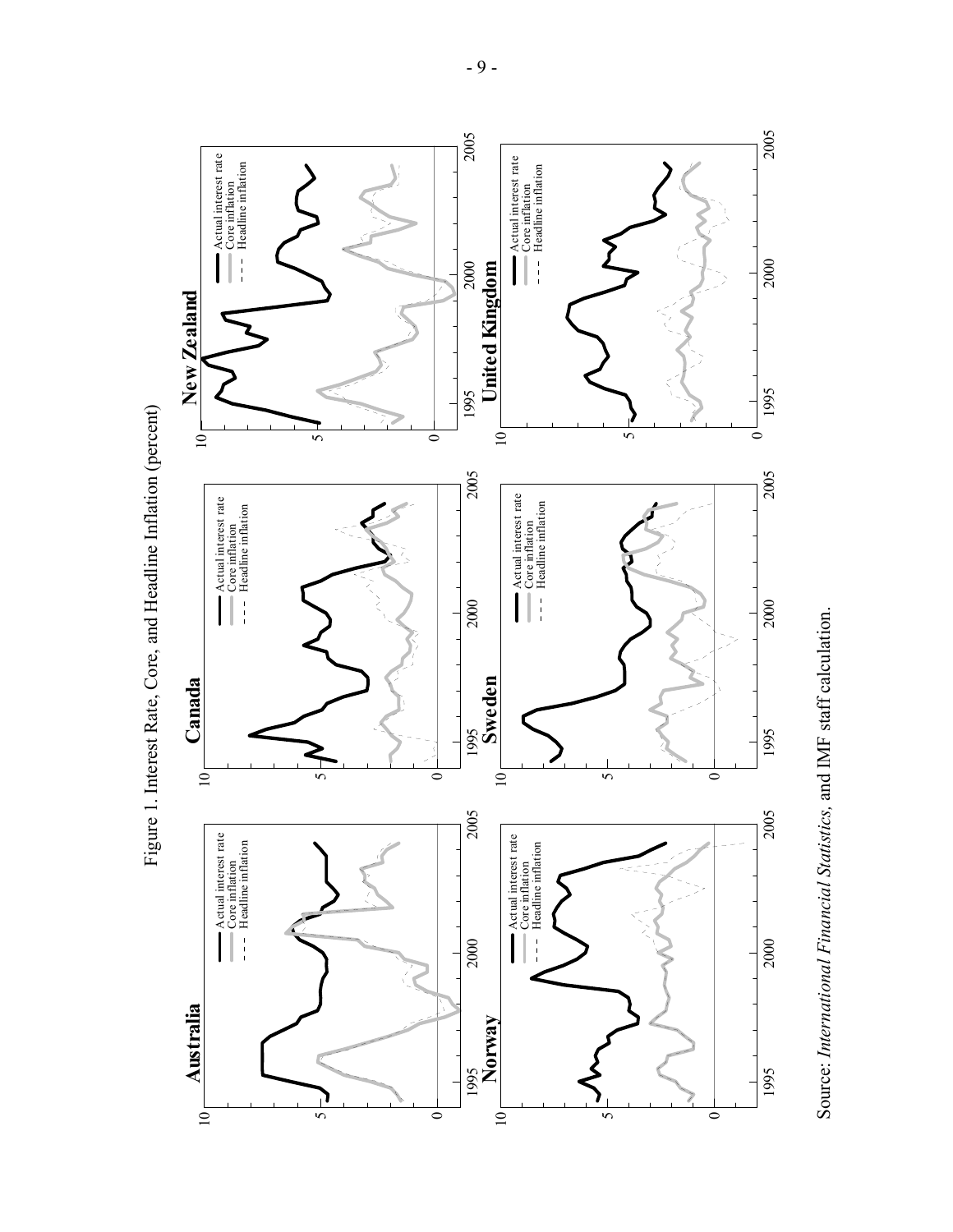Figure 1. Interest Rate, Core, and Headline Inflation (percent)

Source: *International Financial Statistics*, and IMF staff calculation.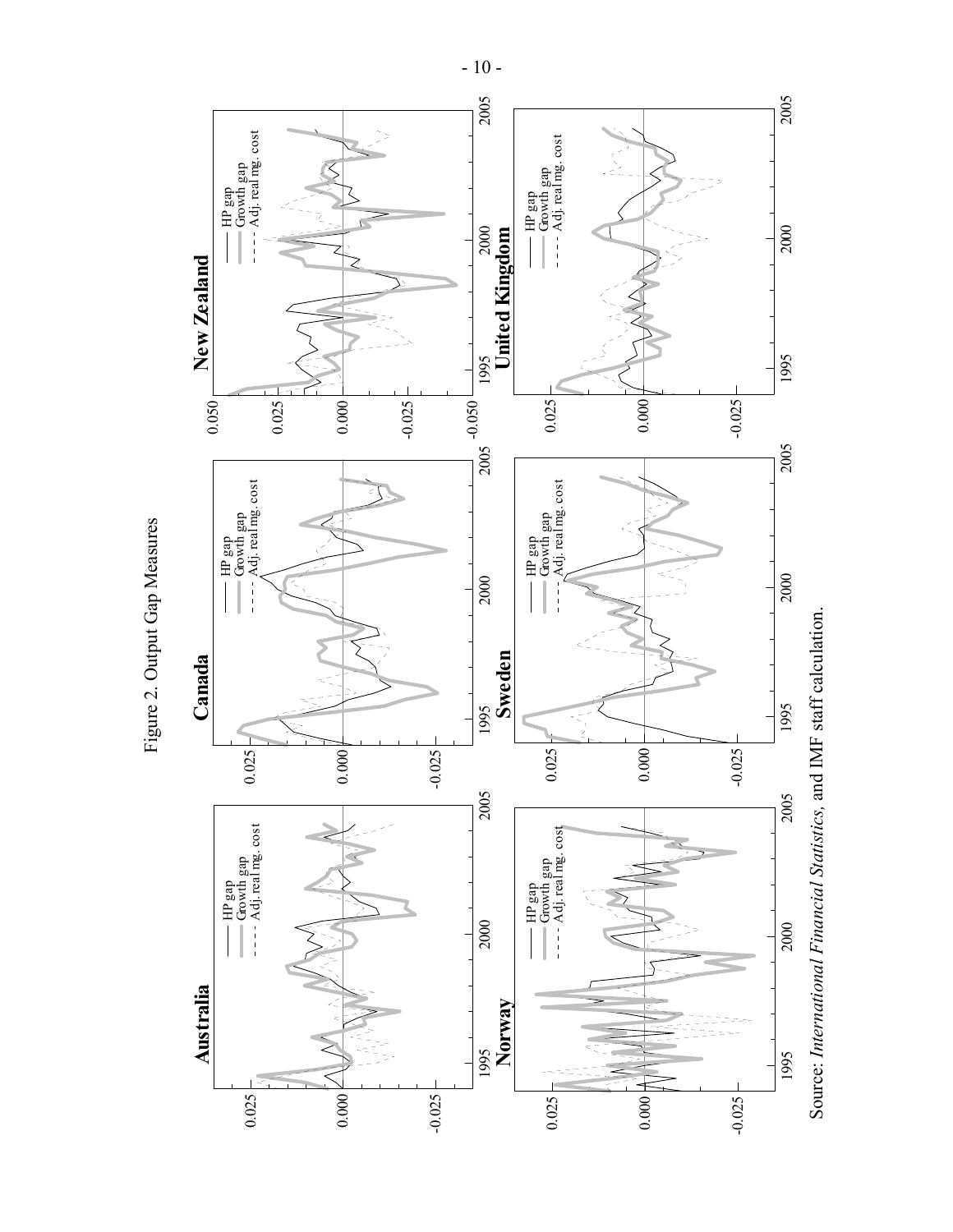Figure 2. Output Gap Measures

Source: *International Financial Statistics*, and IMF staff calculation.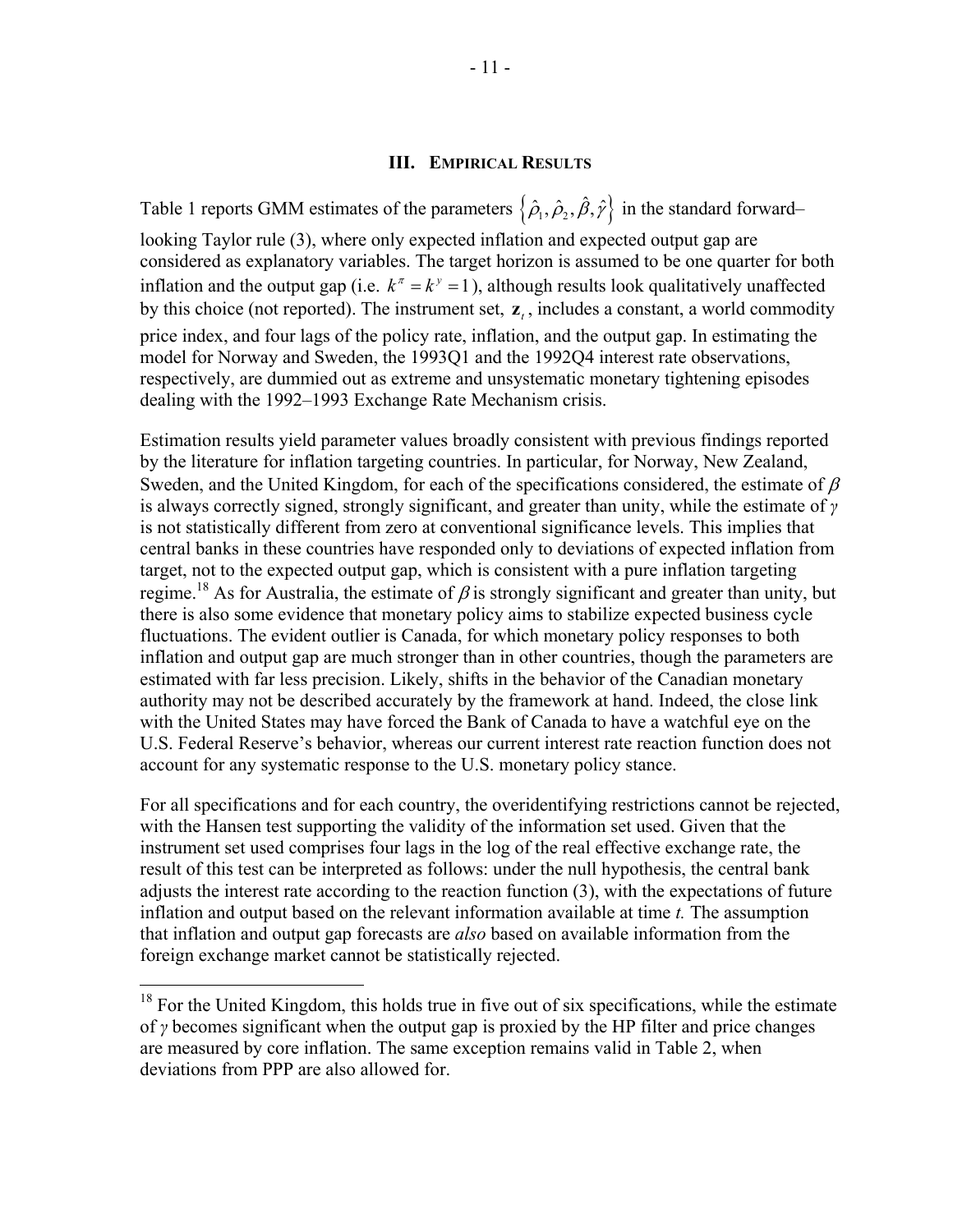## III. EMPIRICAL RESULTS

Table 1 reports GMM estimates of the parameters $\left\{\hat{\rho}_1, \hat{\rho}_2, \hat{\beta}, \hat{\gamma}\right\}$ in the standard forward–looking Taylor rule (3), where only expected inflation and expected output gap are considered as explanatory variables. The target horizon is assumed to be one quarter for both inflation and the output gap (i.e. $k^{\pi} = k^{y} = 1$), although results look qualitatively unaffected by this choice (not reported). The instrument set, $\mathbf{z}_t$, includes a constant, a world commodity price index, and four lags of the policy rate, inflation, and the output gap. In estimating the model for Norway and Sweden, the 1993Q1 and the 1992Q4 interest rate observations, respectively, are dummied out as extreme and unsystematic monetary tightening episodes dealing with the 1992–1993 Exchange Rate Mechanism crisis.

Estimation results yield parameter values broadly consistent with previous findings reported by the literature for inflation targeting countries. In particular, for Norway, New Zealand, Sweden, and the United Kingdom, for each of the specifications considered, the estimate of $\beta$ is always correctly signed, strongly significant, and greater than unity, while the estimate of $\gamma$ is not statistically different from zero at conventional significance levels. This implies that central banks in these countries have responded only to deviations of expected inflation from target, not to the expected output gap, which is consistent with a pure inflation targeting regime.[18] As for Australia, the estimate of $\beta$ is strongly significant and greater than unity, but there is also some evidence that monetary policy aims to stabilize expected business cycle fluctuations. The evident outlier is Canada, for which monetary policy responses to both inflation and output gap are much stronger than in other countries, though the parameters are estimated with far less precision. Likely, shifts in the behavior of the Canadian monetary authority may not be described accurately by the framework at hand. Indeed, the close link with the United States may have forced the Bank of Canada to have a watchful eye on the U.S. Federal Reserve's behavior, whereas our current interest rate reaction function does not account for any systematic response to the U.S. monetary policy stance.

For all specifications and for each country, the overidentifying restrictions cannot be rejected, with the Hansen test supporting the validity of the information set used. Given that the instrument set used comprises four lags in the log of the real effective exchange rate, the result of this test can be interpreted as follows: under the null hypothesis, the central bank adjusts the interest rate according to the reaction function (3), with the expectations of future inflation and output based on the relevant information available at time *t.* The assumption that inflation and output gap forecasts are *also* based on available information from the foreign exchange market cannot be statistically rejected.

---

[18] For the United Kingdom, this holds true in five out of six specifications, while the estimate of $\gamma$ becomes significant when the output gap is proxied by the HP filter and price changes are measured by core inflation. The same exception remains valid in Table 2, when deviations from PPP are also allowed for.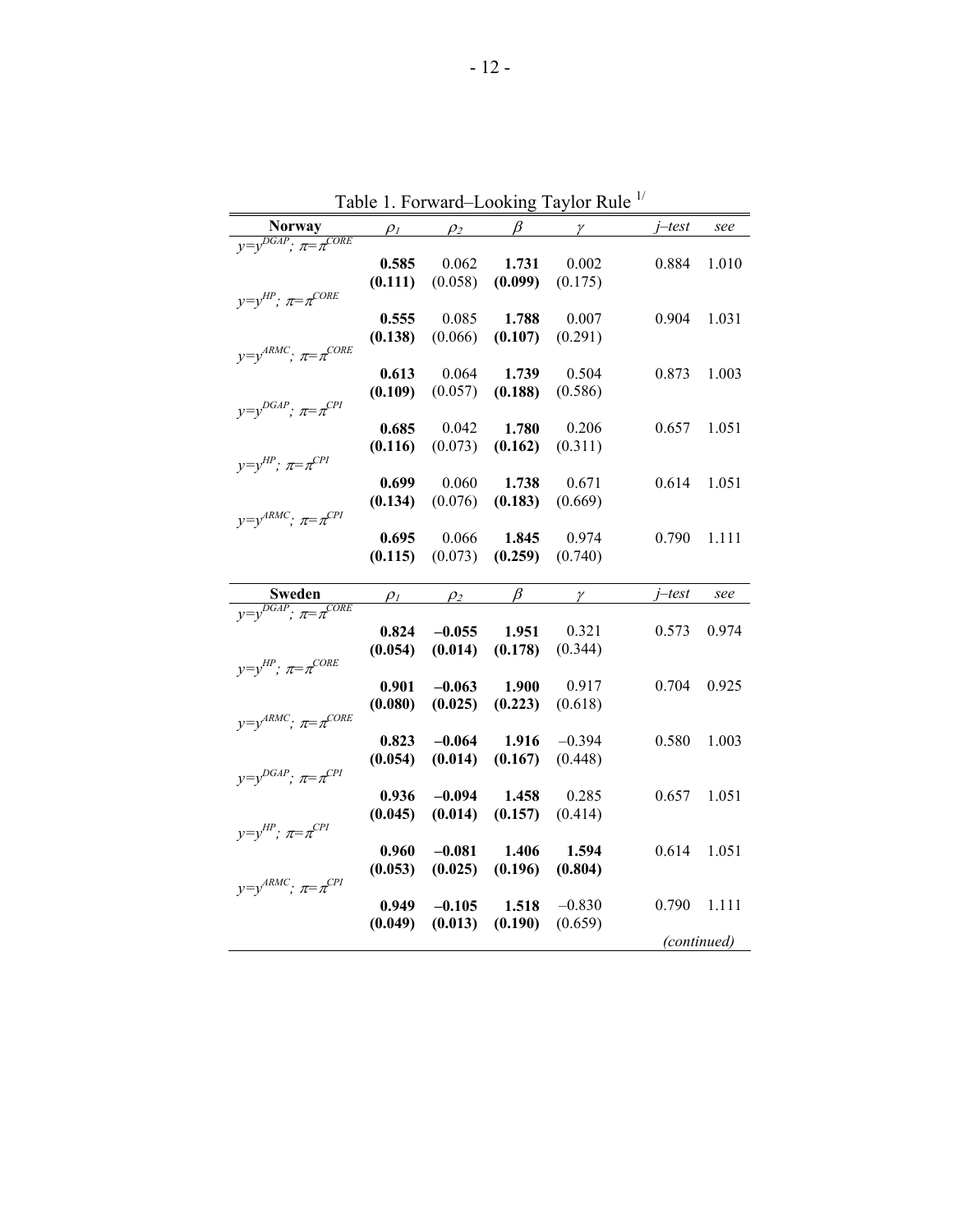Table 1. Forward–Looking Taylor Rule [1/]

| **Norway** | $\rho_1$ | $\rho_2$ | $\beta$ | $\gamma$ | *j–test* | *see* |
|---|---|---|---|---|---|---|
| $y=y^{DGAP}$; $\pi=\pi^{CORE}$ | | | | | | |
| | **0.585** | 0.062 | **1.731** | 0.002 | 0.884 | 1.010 |
| | **(0.111)** | (0.058) | **(0.099)** | (0.175) | | |
| $y=y^{HP}$; $\pi=\pi^{CORE}$ | | | | | | |
| | **0.555** | 0.085 | **1.788** | 0.007 | 0.904 | 1.031 |
| | **(0.138)** | (0.066) | **(0.107)** | (0.291) | | |
| $y=y^{ARMC}$; $\pi=\pi^{CORE}$ | | | | | | |
| | **0.613** | 0.064 | **1.739** | 0.504 | 0.873 | 1.003 |
| | **(0.109)** | (0.057) | **(0.188)** | (0.586) | | |
| $y=y^{DGAP}$; $\pi=\pi^{CPI}$ | | | | | | |
| | **0.685** | 0.042 | **1.780** | 0.206 | 0.657 | 1.051 |
| | **(0.116)** | (0.073) | **(0.162)** | (0.311) | | |
| $y=y^{HP}$; $\pi=\pi^{CPI}$ | | | | | | |
| | **0.699** | 0.060 | **1.738** | 0.671 | 0.614 | 1.051 |
| | **(0.134)** | (0.076) | **(0.183)** | (0.669) | | |
| $y=y^{ARMC}$; $\pi=\pi^{CPI}$ | | | | | | |
| | **0.695** | 0.066 | **1.845** | 0.974 | 0.790 | 1.111 |
| | **(0.115)** | (0.073) | **(0.259)** | (0.740) | | |
| **Sweden** | $\rho_1$ | $\rho_2$ | $\beta$ | $\gamma$ | *j–test* | *see* |
| $y=y^{DGAP}$; $\pi=\pi^{CORE}$ | | | | | | |
| | **0.824** | **–0.055** | **1.951** | 0.321 | 0.573 | 0.974 |
| | **(0.054)** | **(0.014)** | **(0.178)** | (0.344) | | |
| $y=y^{HP}$; $\pi=\pi^{CORE}$ | | | | | | |
| | **0.901** | **–0.063** | **1.900** | 0.917 | 0.704 | 0.925 |
| | **(0.080)** | **(0.025)** | **(0.223)** | (0.618) | | |
| $y=y^{ARMC}$; $\pi=\pi^{CORE}$ | | | | | | |
| | **0.823** | **–0.064** | **1.916** | –0.394 | 0.580 | 1.003 |
| | **(0.054)** | **(0.014)** | **(0.167)** | (0.448) | | |
| $y=y^{DGAP}$; $\pi=\pi^{CPI}$ | | | | | | |
| | **0.936** | **–0.094** | **1.458** | 0.285 | 0.657 | 1.051 |
| | **(0.045)** | **(0.014)** | **(0.157)** | (0.414) | | |
| $y=y^{HP}$; $\pi=\pi^{CPI}$ | | | | | | |
| | **0.960** | **–0.081** | **1.406** | **1.594** | 0.614 | 1.051 |
| | **(0.053)** | **(0.025)** | **(0.196)** | **(0.804)** | | |
| $y=y^{ARMC}$; $\pi=\pi^{CPI}$ | | | | | | |
| | **0.949** | **–0.105** | **1.518** | –0.830 | 0.790 | 1.111 |
| | **(0.049)** | **(0.013)** | **(0.190)** | (0.659) | | |

*(continued)*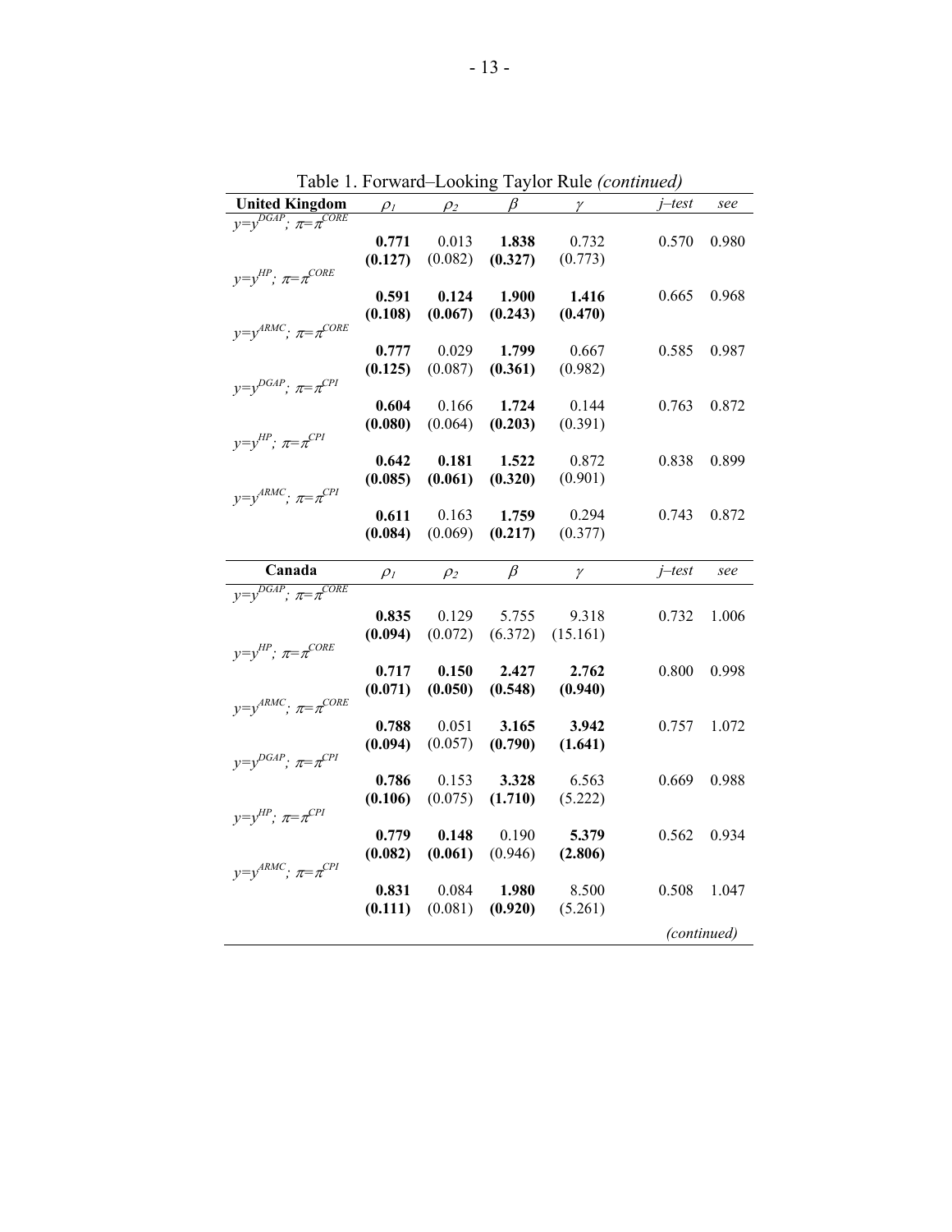Table 1. Forward–Looking Taylor Rule *(continued)*

| **United Kingdom** | $\rho_1$ | $\rho_2$ | $\beta$ | $\gamma$ | *j–test* | *see* |
|---|---|---|---|---|---|---|
| $y=y^{DGAP}$; $\pi=\pi^{CORE}$ | | | | | | |
| | **0.771** | 0.013 | **1.838** | 0.732 | 0.570 | 0.980 |
| | **(0.127)** | (0.082) | **(0.327)** | (0.773) | | |
| $y=y^{HP}$; $\pi=\pi^{CORE}$ | | | | | | |
| | **0.591** | **0.124** | **1.900** | **1.416** | 0.665 | 0.968 |
| | **(0.108)** | **(0.067)** | **(0.243)** | **(0.470)** | | |
| $y=y^{ARMC}$; $\pi=\pi^{CORE}$ | | | | | | |
| | **0.777** | 0.029 | **1.799** | 0.667 | 0.585 | 0.987 |
| | **(0.125)** | (0.087) | **(0.361)** | (0.982) | | |
| $y=y^{DGAP}$; $\pi=\pi^{CPI}$ | | | | | | |
| | **0.604** | 0.166 | **1.724** | 0.144 | 0.763 | 0.872 |
| | **(0.080)** | (0.064) | **(0.203)** | (0.391) | | |
| $y=y^{HP}$; $\pi=\pi^{CPI}$ | | | | | | |
| | **0.642** | **0.181** | **1.522** | 0.872 | 0.838 | 0.899 |
| | **(0.085)** | **(0.061)** | **(0.320)** | (0.901) | | |
| $y=y^{ARMC}$; $\pi=\pi^{CPI}$ | | | | | | |
| | **0.611** | 0.163 | **1.759** | 0.294 | 0.743 | 0.872 |
| | **(0.084)** | (0.069) | **(0.217)** | (0.377) | | |

| **Canada** | $\rho_1$ | $\rho_2$ | $\beta$ | $\gamma$ | *j–test* | *see* |
|---|---|---|---|---|---|---|
| $y=y^{DGAP}$; $\pi=\pi^{CORE}$ | | | | | | |
| | **0.835** | 0.129 | 5.755 | 9.318 | 0.732 | 1.006 |
| | **(0.094)** | (0.072) | (6.372) | (15.161) | | |
| $y=y^{HP}$; $\pi=\pi^{CORE}$ | | | | | | |
| | **0.717** | **0.150** | **2.427** | **2.762** | 0.800 | 0.998 |
| | **(0.071)** | **(0.050)** | **(0.548)** | **(0.940)** | | |
| $y=y^{ARMC}$; $\pi=\pi^{CORE}$ | | | | | | |
| | **0.788** | 0.051 | **3.165** | **3.942** | 0.757 | 1.072 |
| | **(0.094)** | (0.057) | **(0.790)** | **(1.641)** | | |
| $y=y^{DGAP}$; $\pi=\pi^{CPI}$ | | | | | | |
| | **0.786** | 0.153 | **3.328** | 6.563 | 0.669 | 0.988 |
| | **(0.106)** | (0.075) | **(1.710)** | (5.222) | | |
| $y=y^{HP}$; $\pi=\pi^{CPI}$ | | | | | | |
| | **0.779** | **0.148** | 0.190 | **5.379** | 0.562 | 0.934 |
| | **(0.082)** | **(0.061)** | (0.946) | **(2.806)** | | |
| $y=y^{ARMC}$; $\pi=\pi^{CPI}$ | | | | | | |
| | **0.831** | 0.084 | **1.980** | 8.500 | 0.508 | 1.047 |
| | **(0.111)** | (0.081) | **(0.920)** | (5.261) | | |

*(continued)*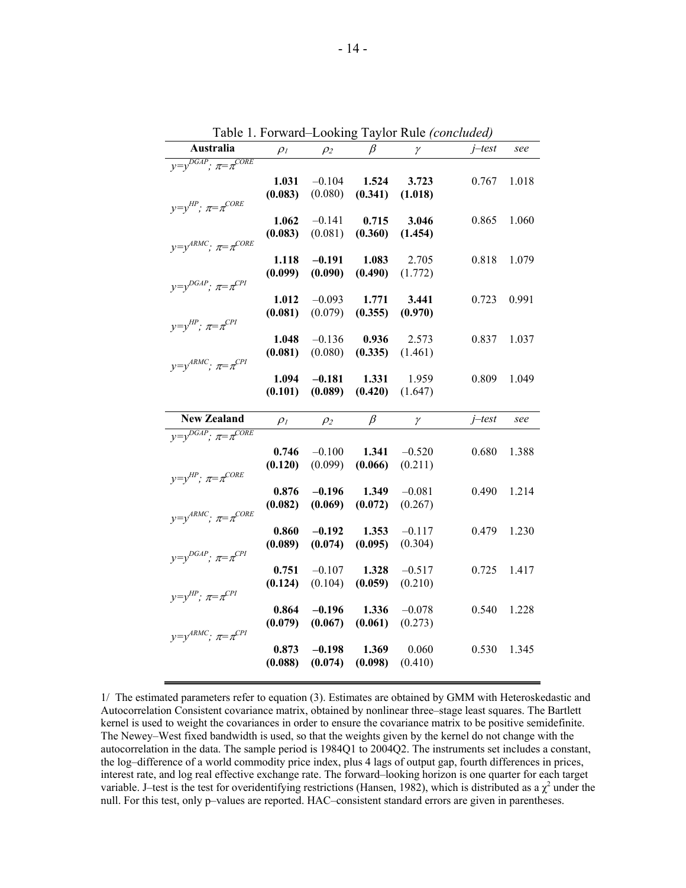Table 1. Forward–Looking Taylor Rule *(concluded)*

| **Australia** | $\rho_1$ | $\rho_2$ | $\beta$ | $\gamma$ | *j–test* | *see* |
|---|---|---|---|---|---|---|
| $y=y^{DGAP}$; $\pi=\pi^{CORE}$ | | | | | | |
| | **1.031** | –0.104 | **1.524** | **3.723** | 0.767 | 1.018 |
| | **(0.083)** | (0.080) | **(0.341)** | **(1.018)** | | |
| $y=y^{HP}$; $\pi=\pi^{CORE}$ | | | | | | |
| | **1.062** | –0.141 | **0.715** | **3.046** | 0.865 | 1.060 |
| | **(0.083)** | (0.081) | **(0.360)** | **(1.454)** | | |
| $y=y^{ARMC}$; $\pi=\pi^{CORE}$ | | | | | | |
| | **1.118** | **–0.191** | **1.083** | 2.705 | 0.818 | 1.079 |
| | **(0.099)** | **(0.090)** | **(0.490)** | (1.772) | | |
| $y=y^{DGAP}$; $\pi=\pi^{CPI}$ | | | | | | |
| | **1.012** | –0.093 | **1.771** | **3.441** | 0.723 | 0.991 |
| | **(0.081)** | (0.079) | **(0.355)** | **(0.970)** | | |
| $y=y^{HP}$; $\pi=\pi^{CPI}$ | | | | | | |
| | **1.048** | –0.136 | **0.936** | 2.573 | 0.837 | 1.037 |
| | **(0.081)** | (0.080) | **(0.335)** | (1.461) | | |
| $y=y^{ARMC}$; $\pi=\pi^{CPI}$ | | | | | | |
| | **1.094** | **–0.181** | **1.331** | 1.959 | 0.809 | 1.049 |
| | **(0.101)** | **(0.089)** | **(0.420)** | (1.647) | | |

| **New Zealand** | $\rho_1$ | $\rho_2$ | $\beta$ | $\gamma$ | *j–test* | *see* |
|---|---|---|---|---|---|---|
| $y=y^{DGAP}$; $\pi=\pi^{CORE}$ | | | | | | |
| | **0.746** | –0.100 | **1.341** | –0.520 | 0.680 | 1.388 |
| | **(0.120)** | (0.099) | **(0.066)** | (0.211) | | |
| $y=y^{HP}$; $\pi=\pi^{CORE}$ | | | | | | |
| | **0.876** | **–0.196** | **1.349** | –0.081 | 0.490 | 1.214 |
| | **(0.082)** | **(0.069)** | **(0.072)** | (0.267) | | |
| $y=y^{ARMC}$; $\pi=\pi^{CORE}$ | | | | | | |
| | **0.860** | **–0.192** | **1.353** | –0.117 | 0.479 | 1.230 |
| | **(0.089)** | **(0.074)** | **(0.095)** | (0.304) | | |
| $y=y^{DGAP}$; $\pi=\pi^{CPI}$ | | | | | | |
| | **0.751** | –0.107 | **1.328** | –0.517 | 0.725 | 1.417 |
| | **(0.124)** | (0.104) | **(0.059)** | (0.210) | | |
| $y=y^{HP}$; $\pi=\pi^{CPI}$ | | | | | | |
| | **0.864** | **–0.196** | **1.336** | –0.078 | 0.540 | 1.228 |
| | **(0.079)** | **(0.067)** | **(0.061)** | (0.273) | | |
| $y=y^{ARMC}$; $\pi=\pi^{CPI}$ | | | | | | |
| | **0.873** | **–0.198** | **1.369** | 0.060 | 0.530 | 1.345 |
| | **(0.088)** | **(0.074)** | **(0.098)** | (0.410) | | |

1/ The estimated parameters refer to equation (3). Estimates are obtained by GMM with Heteroskedastic and Autocorrelation Consistent covariance matrix, obtained by nonlinear three–stage least squares. The Bartlett kernel is used to weight the covariances in order to ensure the covariance matrix to be positive semidefinite. The Newey–West fixed bandwidth is used, so that the weights given by the kernel do not change with the autocorrelation in the data. The sample period is 1984Q1 to 2004Q2. The instruments set includes a constant, the log–difference of a world commodity price index, plus 4 lags of output gap, fourth differences in prices, interest rate, and log real effective exchange rate. The forward–looking horizon is one quarter for each target variable. J–test is the test for overidentifying restrictions (Hansen, 1982), which is distributed as a $\chi^2$ under the null. For this test, only p–values are reported. HAC–consistent standard errors are given in parentheses.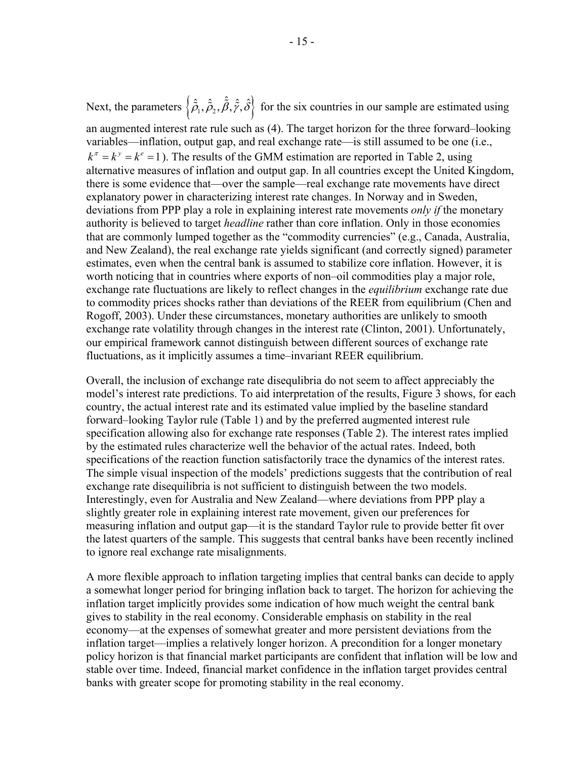Next, the parameters $\left\{\hat{\hat{\rho}}_1, \hat{\hat{\rho}}_2, \hat{\hat{\beta}}, \hat{\hat{\gamma}}, \hat{\delta}\right\}$ for the six countries in our sample are estimated using an augmented interest rate rule such as (4). The target horizon for the three forward–looking variables—inflation, output gap, and real exchange rate—is still assumed to be one (i.e., $k^{\pi} = k^{y} = k^{e} = 1$). The results of the GMM estimation are reported in Table 2, using alternative measures of inflation and output gap. In all countries except the United Kingdom, there is some evidence that—over the sample—real exchange rate movements have direct explanatory power in characterizing interest rate changes. In Norway and in Sweden, deviations from PPP play a role in explaining interest rate movements *only if* the monetary authority is believed to target *headline* rather than core inflation. Only in those economies that are commonly lumped together as the "commodity currencies" (e.g., Canada, Australia, and New Zealand), the real exchange rate yields significant (and correctly signed) parameter estimates, even when the central bank is assumed to stabilize core inflation. However, it is worth noticing that in countries where exports of non–oil commodities play a major role, exchange rate fluctuations are likely to reflect changes in the *equilibrium* exchange rate due to commodity prices shocks rather than deviations of the REER from equilibrium (Chen and Rogoff, 2003). Under these circumstances, monetary authorities are unlikely to smooth exchange rate volatility through changes in the interest rate (Clinton, 2001). Unfortunately, our empirical framework cannot distinguish between different sources of exchange rate fluctuations, as it implicitly assumes a time–invariant REER equilibrium.

Overall, the inclusion of exchange rate disequlibria do not seem to affect appreciably the model's interest rate predictions. To aid interpretation of the results, Figure 3 shows, for each country, the actual interest rate and its estimated value implied by the baseline standard forward–looking Taylor rule (Table 1) and by the preferred augmented interest rule specification allowing also for exchange rate responses (Table 2). The interest rates implied by the estimated rules characterize well the behavior of the actual rates. Indeed, both specifications of the reaction function satisfactorily trace the dynamics of the interest rates. The simple visual inspection of the models' predictions suggests that the contribution of real exchange rate disequilibria is not sufficient to distinguish between the two models. Interestingly, even for Australia and New Zealand—where deviations from PPP play a slightly greater role in explaining interest rate movement, given our preferences for measuring inflation and output gap—it is the standard Taylor rule to provide better fit over the latest quarters of the sample. This suggests that central banks have been recently inclined to ignore real exchange rate misalignments.

A more flexible approach to inflation targeting implies that central banks can decide to apply a somewhat longer period for bringing inflation back to target. The horizon for achieving the inflation target implicitly provides some indication of how much weight the central bank gives to stability in the real economy. Considerable emphasis on stability in the real economy—at the expenses of somewhat greater and more persistent deviations from the inflation target—implies a relatively longer horizon. A precondition for a longer monetary policy horizon is that financial market participants are confident that inflation will be low and stable over time. Indeed, financial market confidence in the inflation target provides central banks with greater scope for promoting stability in the real economy.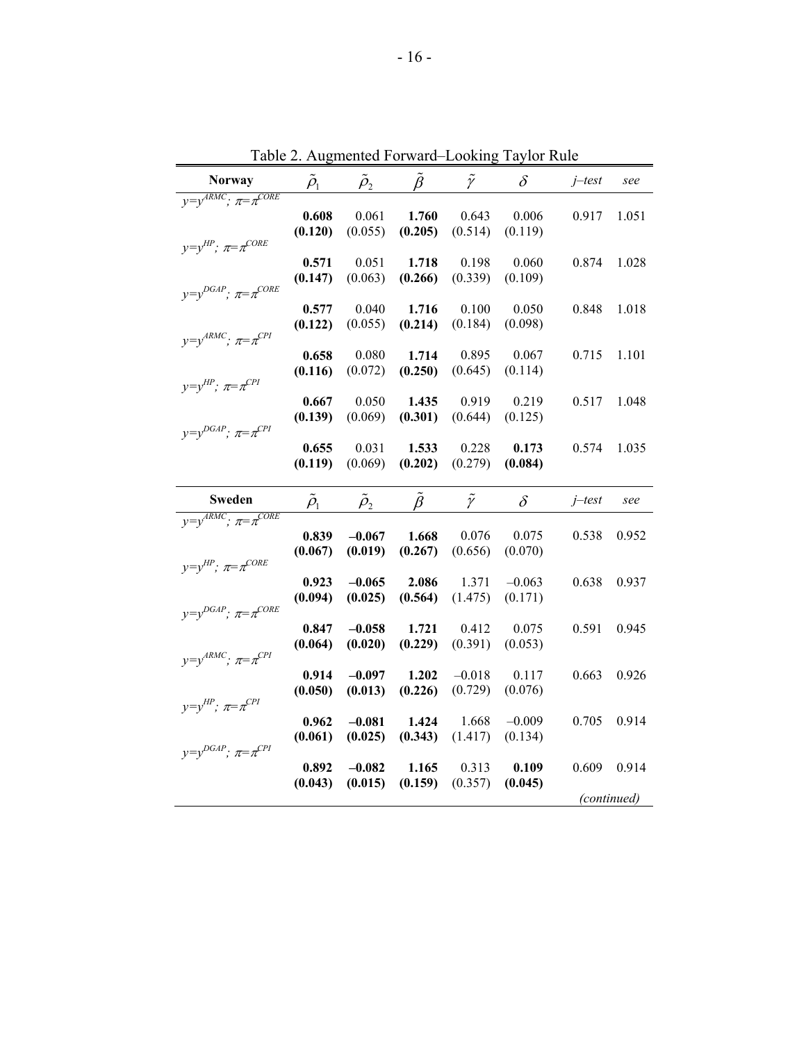Table 2. Augmented Forward–Looking Taylor Rule

| **Norway** | $\tilde{\rho}_1$ | $\tilde{\rho}_2$ | $\tilde{\beta}$ | $\tilde{\gamma}$ | $\delta$ | *j–test* | *see* |
|---|---|---|---|---|---|---|---|
| $y=y^{ARMC}$; $\pi=\pi^{CORE}$ | | | | | | | |
| | **0.608** | 0.061 | **1.760** | 0.643 | 0.006 | 0.917 | 1.051 |
| | **(0.120)** | (0.055) | **(0.205)** | (0.514) | (0.119) | | |
| $y=y^{HP}$; $\pi=\pi^{CORE}$ | | | | | | | |
| | **0.571** | 0.051 | **1.718** | 0.198 | 0.060 | 0.874 | 1.028 |
| | **(0.147)** | (0.063) | **(0.266)** | (0.339) | (0.109) | | |
| $y=y^{DGAP}$; $\pi=\pi^{CORE}$ | | | | | | | |
| | **0.577** | 0.040 | **1.716** | 0.100 | 0.050 | 0.848 | 1.018 |
| | **(0.122)** | (0.055) | **(0.214)** | (0.184) | (0.098) | | |
| $y=y^{ARMC}$; $\pi=\pi^{CPI}$ | | | | | | | |
| | **0.658** | 0.080 | **1.714** | 0.895 | 0.067 | 0.715 | 1.101 |
| | **(0.116)** | (0.072) | **(0.250)** | (0.645) | (0.114) | | |
| $y=y^{HP}$; $\pi=\pi^{CPI}$ | | | | | | | |
| | **0.667** | 0.050 | **1.435** | 0.919 | 0.219 | 0.517 | 1.048 |
| | **(0.139)** | (0.069) | **(0.301)** | (0.644) | (0.125) | | |
| $y=y^{DGAP}$; $\pi=\pi^{CPI}$ | | | | | | | |
| | **0.655** | 0.031 | **1.533** | 0.228 | **0.173** | 0.574 | 1.035 |
| | **(0.119)** | (0.069) | **(0.202)** | (0.279) | **(0.084)** | | |

| **Sweden** | $\tilde{\rho}_1$ | $\tilde{\rho}_2$ | $\tilde{\beta}$ | $\tilde{\gamma}$ | $\delta$ | *j–test* | *see* |
|---|---|---|---|---|---|---|---|
| $y=y^{ARMC}$; $\pi=\pi^{CORE}$ | | | | | | | |
| | **0.839** | **–0.067** | **1.668** | 0.076 | 0.075 | 0.538 | 0.952 |
| | **(0.067)** | **(0.019)** | **(0.267)** | (0.656) | (0.070) | | |
| $y=y^{HP}$; $\pi=\pi^{CORE}$ | | | | | | | |
| | **0.923** | **–0.065** | **2.086** | 1.371 | –0.063 | 0.638 | 0.937 |
| | **(0.094)** | **(0.025)** | **(0.564)** | (1.475) | (0.171) | | |
| $y=y^{DGAP}$; $\pi=\pi^{CORE}$ | | | | | | | |
| | **0.847** | **–0.058** | **1.721** | 0.412 | 0.075 | 0.591 | 0.945 |
| | **(0.064)** | **(0.020)** | **(0.229)** | (0.391) | (0.053) | | |
| $y=y^{ARMC}$; $\pi=\pi^{CPI}$ | | | | | | | |
| | **0.914** | **–0.097** | **1.202** | –0.018 | 0.117 | 0.663 | 0.926 |
| | **(0.050)** | **(0.013)** | **(0.226)** | (0.729) | (0.076) | | |
| $y=y^{HP}$; $\pi=\pi^{CPI}$ | | | | | | | |
| | **0.962** | **–0.081** | **1.424** | 1.668 | –0.009 | 0.705 | 0.914 |
| | **(0.061)** | **(0.025)** | **(0.343)** | (1.417) | (0.134) | | |
| $y=y^{DGAP}$; $\pi=\pi^{CPI}$ | | | | | | | |
| | **0.892** | **–0.082** | **1.165** | 0.313 | **0.109** | 0.609 | 0.914 |
| | **(0.043)** | **(0.015)** | **(0.159)** | (0.357) | **(0.045)** | | |

*(continued)*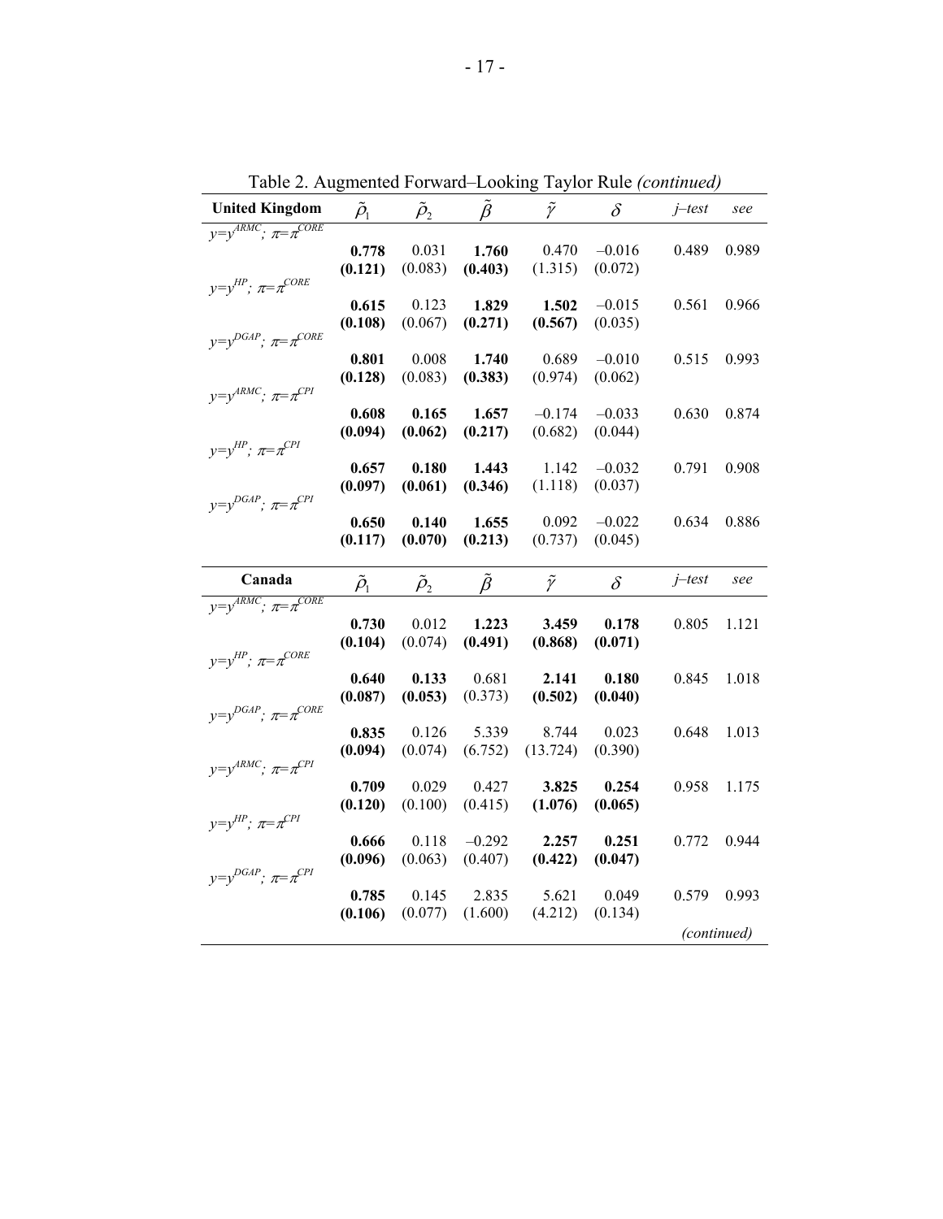Table 2. Augmented Forward–Looking Taylor Rule *(continued)*

| United Kingdom | $\tilde{\rho}_1$ | $\tilde{\rho}_2$ | $\tilde{\beta}$ | $\tilde{\gamma}$ | $\delta$ | *j–test* | *see* |
|---|---|---|---|---|---|---|---|
| $y=y^{ARMC}$; $\pi=\pi^{CORE}$ | **0.778** | 0.031 | **1.760** | 0.470 | –0.016 | 0.489 | 0.989 |
| | **(0.121)** | (0.083) | **(0.403)** | (1.315) | (0.072) | | |
| $y=y^{HP}$; $\pi=\pi^{CORE}$ | **0.615** | 0.123 | **1.829** | **1.502** | –0.015 | 0.561 | 0.966 |
| | **(0.108)** | (0.067) | **(0.271)** | **(0.567)** | (0.035) | | |
| $y=y^{DGAP}$; $\pi=\pi^{CORE}$ | **0.801** | 0.008 | **1.740** | 0.689 | –0.010 | 0.515 | 0.993 |
| | **(0.128)** | (0.083) | **(0.383)** | (0.974) | (0.062) | | |
| $y=y^{ARMC}$; $\pi=\pi^{CPI}$ | **0.608** | **0.165** | **1.657** | –0.174 | –0.033 | 0.630 | 0.874 |
| | **(0.094)** | **(0.062)** | **(0.217)** | (0.682) | (0.044) | | |
| $y=y^{HP}$; $\pi=\pi^{CPI}$ | **0.657** | **0.180** | **1.443** | 1.142 | –0.032 | 0.791 | 0.908 |
| | **(0.097)** | **(0.061)** | **(0.346)** | (1.118) | (0.037) | | |
| $y=y^{DGAP}$; $\pi=\pi^{CPI}$ | **0.650** | **0.140** | **1.655** | 0.092 | –0.022 | 0.634 | 0.886 |
| | **(0.117)** | **(0.070)** | **(0.213)** | (0.737) | (0.045) | | |

| Canada | $\tilde{\rho}_1$ | $\tilde{\rho}_2$ | $\tilde{\beta}$ | $\tilde{\gamma}$ | $\delta$ | *j–test* | *see* |
|---|---|---|---|---|---|---|---|
| $y=y^{ARMC}$; $\pi=\pi^{CORE}$ | **0.730** | 0.012 | **1.223** | **3.459** | **0.178** | 0.805 | 1.121 |
| | **(0.104)** | (0.074) | **(0.491)** | **(0.868)** | **(0.071)** | | |
| $y=y^{HP}$; $\pi=\pi^{CORE}$ | **0.640** | **0.133** | 0.681 | **2.141** | **0.180** | 0.845 | 1.018 |
| | **(0.087)** | **(0.053)** | (0.373) | **(0.502)** | **(0.040)** | | |
| $y=y^{DGAP}$; $\pi=\pi^{CORE}$ | **0.835** | 0.126 | 5.339 | 8.744 | 0.023 | 0.648 | 1.013 |
| | **(0.094)** | (0.074) | (6.752) | (13.724) | (0.390) | | |
| $y=y^{ARMC}$; $\pi=\pi^{CPI}$ | **0.709** | 0.029 | 0.427 | **3.825** | **0.254** | 0.958 | 1.175 |
| | **(0.120)** | (0.100) | (0.415) | **(1.076)** | **(0.065)** | | |
| $y=y^{HP}$; $\pi=\pi^{CPI}$ | **0.666** | 0.118 | –0.292 | **2.257** | **0.251** | 0.772 | 0.944 |
| | **(0.096)** | (0.063) | (0.407) | **(0.422)** | **(0.047)** | | |
| $y=y^{DGAP}$; $\pi=\pi^{CPI}$ | **0.785** | 0.145 | 2.835 | 5.621 | 0.049 | 0.579 | 0.993 |
| | **(0.106)** | (0.077) | (1.600) | (4.212) | (0.134) | | |

*(continued)*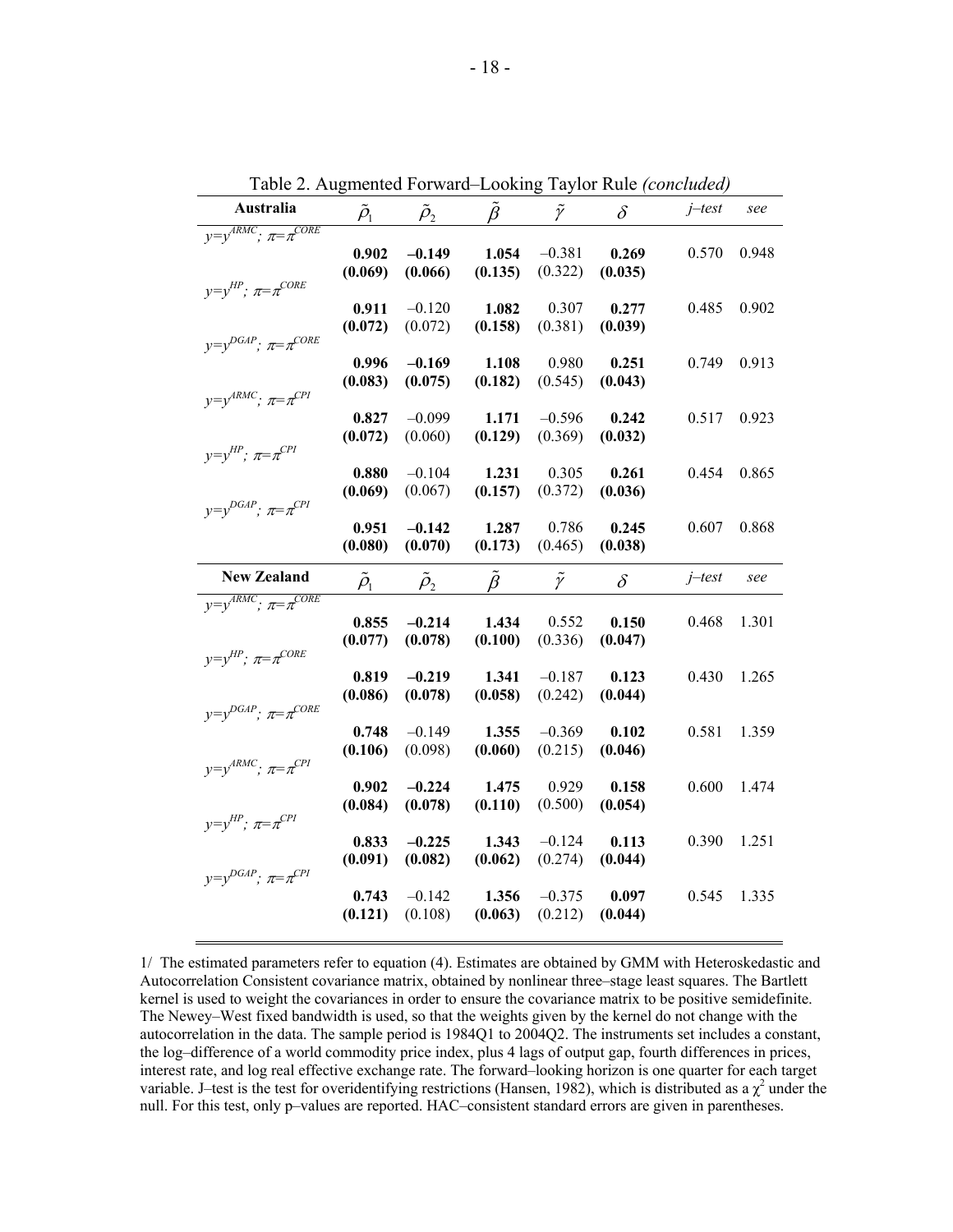Table 2. Augmented Forward–Looking Taylor Rule *(concluded)*

| **Australia** | $\tilde{\rho}_1$ | $\tilde{\rho}_2$ | $\tilde{\beta}$ | $\tilde{\gamma}$ | $\delta$ | *j–test* | *see* |
|---|---|---|---|---|---|---|---|
| $y=y^{ARMC}$; $\pi=\pi^{CORE}$ | | | | | | | |
| | **0.902** | **–0.149** | **1.054** | –0.381 | **0.269** | 0.570 | 0.948 |
| | **(0.069)** | **(0.066)** | **(0.135)** | (0.322) | **(0.035)** | | |
| $y=y^{HP}$; $\pi=\pi^{CORE}$ | | | | | | | |
| | **0.911** | –0.120 | **1.082** | 0.307 | **0.277** | 0.485 | 0.902 |
| | **(0.072)** | (0.072) | **(0.158)** | (0.381) | **(0.039)** | | |
| $y=y^{DGAP}$; $\pi=\pi^{CORE}$ | | | | | | | |
| | **0.996** | **–0.169** | **1.108** | 0.980 | **0.251** | 0.749 | 0.913 |
| | **(0.083)** | **(0.075)** | **(0.182)** | (0.545) | **(0.043)** | | |
| $y=y^{ARMC}$; $\pi=\pi^{CPI}$ | | | | | | | |
| | **0.827** | –0.099 | **1.171** | –0.596 | **0.242** | 0.517 | 0.923 |
| | **(0.072)** | (0.060) | **(0.129)** | (0.369) | **(0.032)** | | |
| $y=y^{HP}$; $\pi=\pi^{CPI}$ | | | | | | | |
| | **0.880** | –0.104 | **1.231** | 0.305 | **0.261** | 0.454 | 0.865 |
| | **(0.069)** | (0.067) | **(0.157)** | (0.372) | **(0.036)** | | |
| $y=y^{DGAP}$; $\pi=\pi^{CPI}$ | | | | | | | |
| | **0.951** | **–0.142** | **1.287** | 0.786 | **0.245** | 0.607 | 0.868 |
| | **(0.080)** | **(0.070)** | **(0.173)** | (0.465) | **(0.038)** | | |
| **New Zealand** | $\tilde{\rho}_1$ | $\tilde{\rho}_2$ | $\tilde{\beta}$ | $\tilde{\gamma}$ | $\delta$ | *j–test* | *see* |
| $y=y^{ARMC}$; $\pi=\pi^{CORE}$ | | | | | | | |
| | **0.855** | **–0.214** | **1.434** | 0.552 | **0.150** | 0.468 | 1.301 |
| | **(0.077)** | **(0.078)** | **(0.100)** | (0.336) | **(0.047)** | | |
| $y=y^{HP}$; $\pi=\pi^{CORE}$ | | | | | | | |
| | **0.819** | **–0.219** | **1.341** | –0.187 | **0.123** | 0.430 | 1.265 |
| | **(0.086)** | **(0.078)** | **(0.058)** | (0.242) | **(0.044)** | | |
| $y=y^{DGAP}$; $\pi=\pi^{CORE}$ | | | | | | | |
| | **0.748** | –0.149 | **1.355** | –0.369 | **0.102** | 0.581 | 1.359 |
| | **(0.106)** | (0.098) | **(0.060)** | (0.215) | **(0.046)** | | |
| $y=y^{ARMC}$; $\pi=\pi^{CPI}$ | | | | | | | |
| | **0.902** | **–0.224** | **1.475** | 0.929 | **0.158** | 0.600 | 1.474 |
| | **(0.084)** | **(0.078)** | **(0.110)** | (0.500) | **(0.054)** | | |
| $y=y^{HP}$; $\pi=\pi^{CPI}$ | | | | | | | |
| | **0.833** | **–0.225** | **1.343** | –0.124 | **0.113** | 0.390 | 1.251 |
| | **(0.091)** | **(0.082)** | **(0.062)** | (0.274) | **(0.044)** | | |
| $y=y^{DGAP}$; $\pi=\pi^{CPI}$ | | | | | | | |
| | **0.743** | –0.142 | **1.356** | –0.375 | **0.097** | 0.545 | 1.335 |
| | **(0.121)** | (0.108) | **(0.063)** | (0.212) | **(0.044)** | | |

1/ The estimated parameters refer to equation (4). Estimates are obtained by GMM with Heteroskedastic and Autocorrelation Consistent covariance matrix, obtained by nonlinear three–stage least squares. The Bartlett kernel is used to weight the covariances in order to ensure the covariance matrix to be positive semidefinite. The Newey–West fixed bandwidth is used, so that the weights given by the kernel do not change with the autocorrelation in the data. The sample period is 1984Q1 to 2004Q2. The instruments set includes a constant, the log–difference of a world commodity price index, plus 4 lags of output gap, fourth differences in prices, interest rate, and log real effective exchange rate. The forward–looking horizon is one quarter for each target variable. J–test is the test for overidentifying restrictions (Hansen, 1982), which is distributed as a $\chi^2$ under the null. For this test, only p–values are reported. HAC–consistent standard errors are given in parentheses.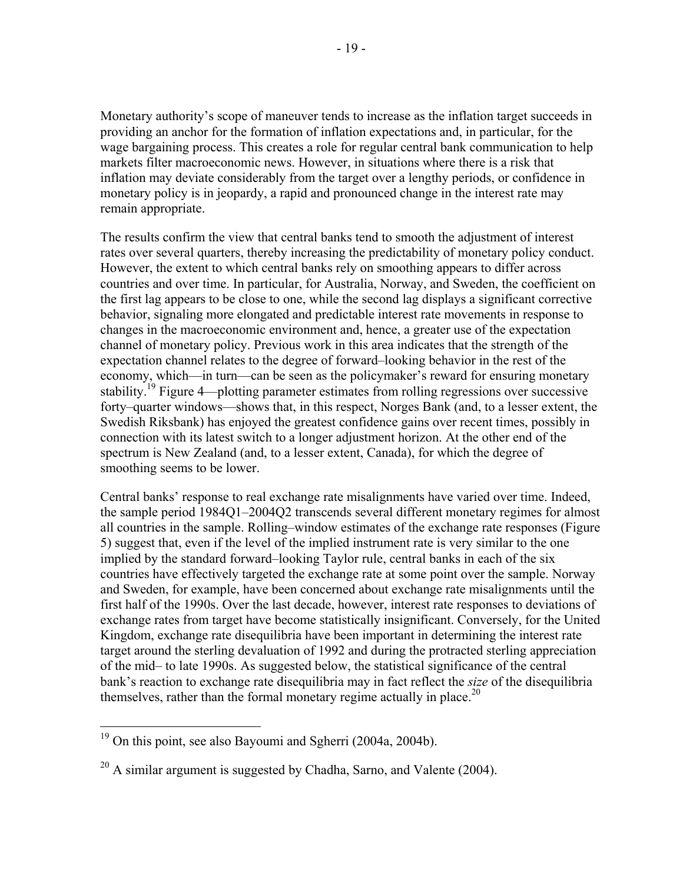Monetary authority's scope of maneuver tends to increase as the inflation target succeeds in providing an anchor for the formation of inflation expectations and, in particular, for the wage bargaining process. This creates a role for regular central bank communication to help markets filter macroeconomic news. However, in situations where there is a risk that inflation may deviate considerably from the target over a lengthy periods, or confidence in monetary policy is in jeopardy, a rapid and pronounced change in the interest rate may remain appropriate.

The results confirm the view that central banks tend to smooth the adjustment of interest rates over several quarters, thereby increasing the predictability of monetary policy conduct. However, the extent to which central banks rely on smoothing appears to differ across countries and over time. In particular, for Australia, Norway, and Sweden, the coefficient on the first lag appears to be close to one, while the second lag displays a significant corrective behavior, signaling more elongated and predictable interest rate movements in response to changes in the macroeconomic environment and, hence, a greater use of the expectation channel of monetary policy. Previous work in this area indicates that the strength of the expectation channel relates to the degree of forward–looking behavior in the rest of the economy, which—in turn—can be seen as the policymaker's reward for ensuring monetary stability.[19] Figure 4—plotting parameter estimates from rolling regressions over successive forty–quarter windows—shows that, in this respect, Norges Bank (and, to a lesser extent, the Swedish Riksbank) has enjoyed the greatest confidence gains over recent times, possibly in connection with its latest switch to a longer adjustment horizon. At the other end of the spectrum is New Zealand (and, to a lesser extent, Canada), for which the degree of smoothing seems to be lower.

Central banks' response to real exchange rate misalignments have varied over time. Indeed, the sample period 1984Q1–2004Q2 transcends several different monetary regimes for almost all countries in the sample. Rolling–window estimates of the exchange rate responses (Figure 5) suggest that, even if the level of the implied instrument rate is very similar to the one implied by the standard forward–looking Taylor rule, central banks in each of the six countries have effectively targeted the exchange rate at some point over the sample. Norway and Sweden, for example, have been concerned about exchange rate misalignments until the first half of the 1990s. Over the last decade, however, interest rate responses to deviations of exchange rates from target have become statistically insignificant. Conversely, for the United Kingdom, exchange rate disequilibria have been important in determining the interest rate target around the sterling devaluation of 1992 and during the protracted sterling appreciation of the mid– to late 1990s. As suggested below, the statistical significance of the central bank's reaction to exchange rate disequilibria may in fact reflect the *size* of the disequilibria themselves, rather than the formal monetary regime actually in place.[20]

---

[19] On this point, see also Bayoumi and Sgherri (2004a, 2004b).

[20] A similar argument is suggested by Chadha, Sarno, and Valente (2004).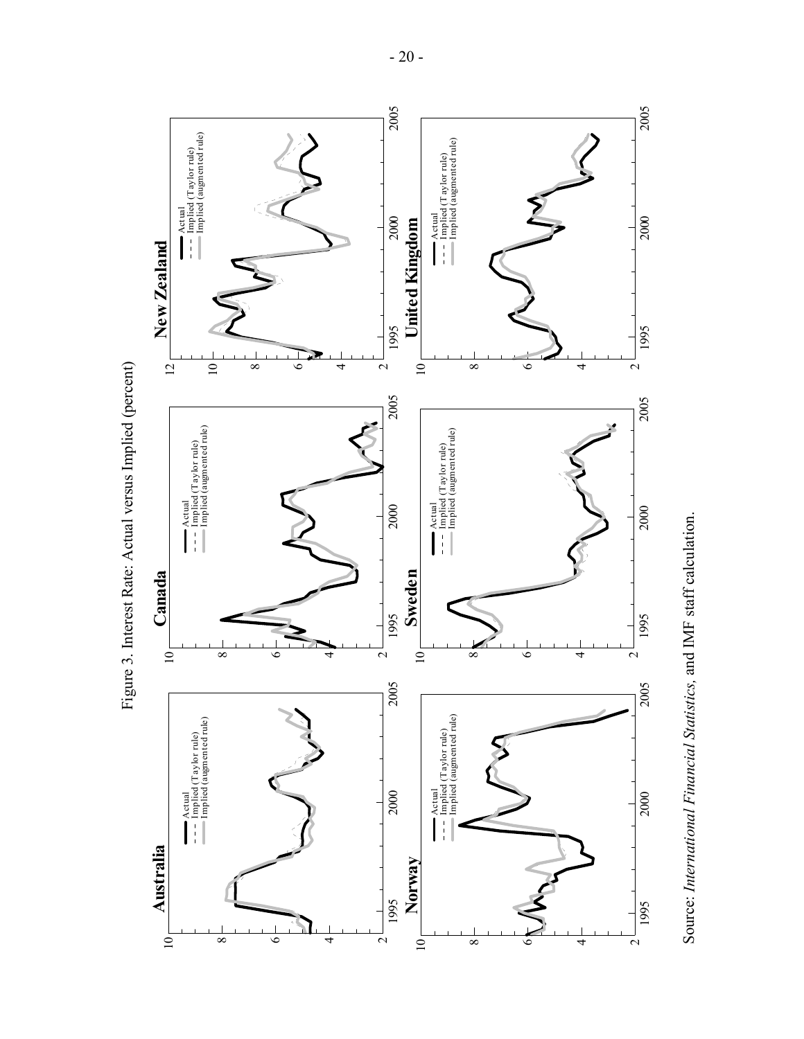Figure 3. Interest Rate: Actual versus Implied (percent)

Source: *International Financial Statistics*, and IMF staff calculation.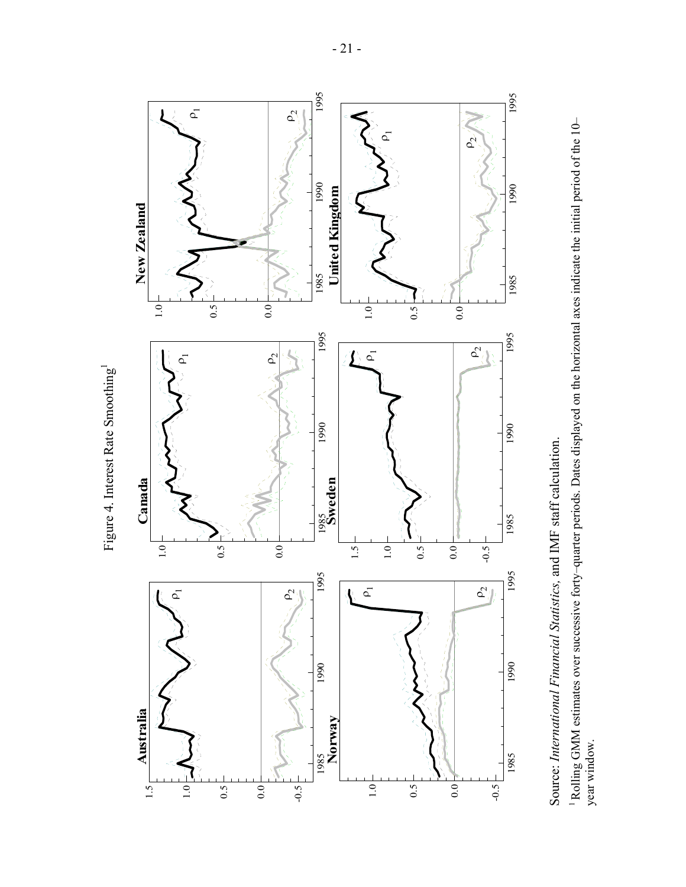Figure 4. Interest Rate Smoothing[1]

Source: *International Financial Statistics*, and IMF staff calculation.

[1] Rolling GMM estimates over successive forty–quarter periods. Dates displayed on the horizontal axes indicate the initial period of the 10–year window.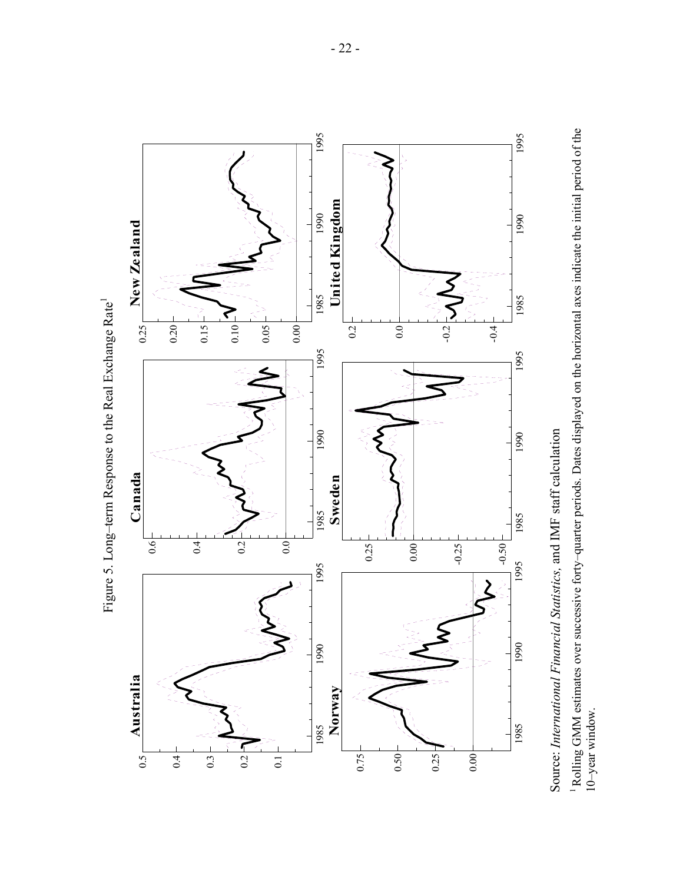Figure 5. Long–term Response to the Real Exchange Rate[1]

Source: *International Financial Statistics*, and IMF staff calculation

[1] Rolling GMM estimates over successive forty–quarter periods. Dates displayed on the horizontal axes indicate the initial period of the 10–year window.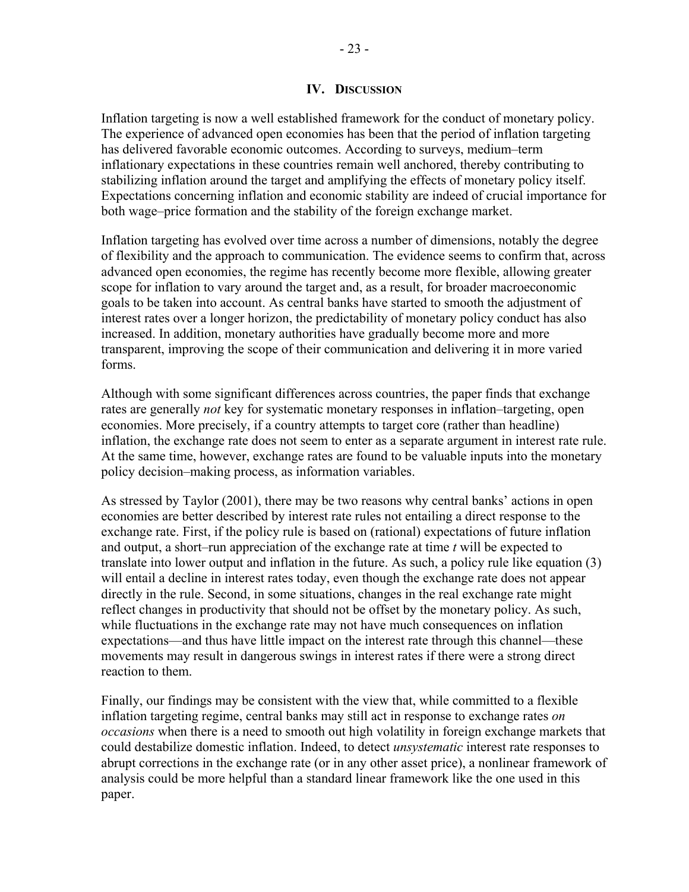## IV. Discussion

Inflation targeting is now a well established framework for the conduct of monetary policy. The experience of advanced open economies has been that the period of inflation targeting has delivered favorable economic outcomes. According to surveys, medium–term inflationary expectations in these countries remain well anchored, thereby contributing to stabilizing inflation around the target and amplifying the effects of monetary policy itself. Expectations concerning inflation and economic stability are indeed of crucial importance for both wage–price formation and the stability of the foreign exchange market.

Inflation targeting has evolved over time across a number of dimensions, notably the degree of flexibility and the approach to communication. The evidence seems to confirm that, across advanced open economies, the regime has recently become more flexible, allowing greater scope for inflation to vary around the target and, as a result, for broader macroeconomic goals to be taken into account. As central banks have started to smooth the adjustment of interest rates over a longer horizon, the predictability of monetary policy conduct has also increased. In addition, monetary authorities have gradually become more and more transparent, improving the scope of their communication and delivering it in more varied forms.

Although with some significant differences across countries, the paper finds that exchange rates are generally *not* key for systematic monetary responses in inflation–targeting, open economies. More precisely, if a country attempts to target core (rather than headline) inflation, the exchange rate does not seem to enter as a separate argument in interest rate rule. At the same time, however, exchange rates are found to be valuable inputs into the monetary policy decision–making process, as information variables.

As stressed by Taylor (2001), there may be two reasons why central banks' actions in open economies are better described by interest rate rules not entailing a direct response to the exchange rate. First, if the policy rule is based on (rational) expectations of future inflation and output, a short–run appreciation of the exchange rate at time $t$ will be expected to translate into lower output and inflation in the future. As such, a policy rule like equation (3) will entail a decline in interest rates today, even though the exchange rate does not appear directly in the rule. Second, in some situations, changes in the real exchange rate might reflect changes in productivity that should not be offset by the monetary policy. As such, while fluctuations in the exchange rate may not have much consequences on inflation expectations—and thus have little impact on the interest rate through this channel—these movements may result in dangerous swings in interest rates if there were a strong direct reaction to them.

Finally, our findings may be consistent with the view that, while committed to a flexible inflation targeting regime, central banks may still act in response to exchange rates *on occasions* when there is a need to smooth out high volatility in foreign exchange markets that could destabilize domestic inflation. Indeed, to detect *unsystematic* interest rate responses to abrupt corrections in the exchange rate (or in any other asset price), a nonlinear framework of analysis could be more helpful than a standard linear framework like the one used in this paper.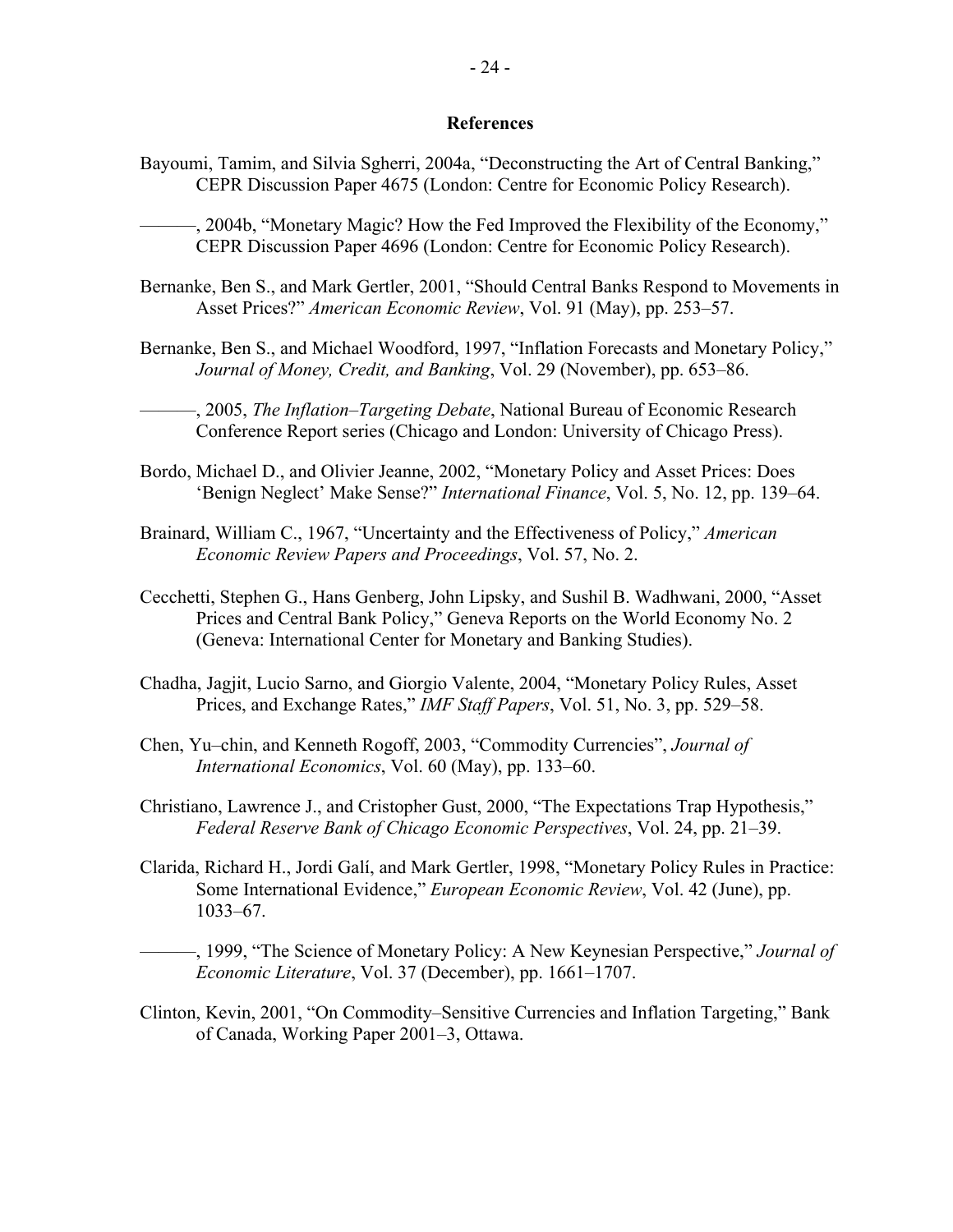## References

Bayoumi, Tamim, and Silvia Sgherri, 2004a, "Deconstructing the Art of Central Banking," CEPR Discussion Paper 4675 (London: Centre for Economic Policy Research).

———, 2004b, "Monetary Magic? How the Fed Improved the Flexibility of the Economy," CEPR Discussion Paper 4696 (London: Centre for Economic Policy Research).

Bernanke, Ben S., and Mark Gertler, 2001, "Should Central Banks Respond to Movements in Asset Prices?" *American Economic Review*, Vol. 91 (May), pp. 253–57.

Bernanke, Ben S., and Michael Woodford, 1997, "Inflation Forecasts and Monetary Policy," *Journal of Money, Credit, and Banking*, Vol. 29 (November), pp. 653–86.

———, 2005, *The Inflation–Targeting Debate*, National Bureau of Economic Research Conference Report series (Chicago and London: University of Chicago Press).

Bordo, Michael D., and Olivier Jeanne, 2002, "Monetary Policy and Asset Prices: Does 'Benign Neglect' Make Sense?" *International Finance*, Vol. 5, No. 12, pp. 139–64.

Brainard, William C., 1967, "Uncertainty and the Effectiveness of Policy," *American Economic Review Papers and Proceedings*, Vol. 57, No. 2.

Cecchetti, Stephen G., Hans Genberg, John Lipsky, and Sushil B. Wadhwani, 2000, "Asset Prices and Central Bank Policy," Geneva Reports on the World Economy No. 2 (Geneva: International Center for Monetary and Banking Studies).

Chadha, Jagjit, Lucio Sarno, and Giorgio Valente, 2004, "Monetary Policy Rules, Asset Prices, and Exchange Rates," *IMF Staff Papers*, Vol. 51, No. 3, pp. 529–58.

Chen, Yu–chin, and Kenneth Rogoff, 2003, "Commodity Currencies", *Journal of International Economics*, Vol. 60 (May), pp. 133–60.

Christiano, Lawrence J., and Cristopher Gust, 2000, "The Expectations Trap Hypothesis," *Federal Reserve Bank of Chicago Economic Perspectives*, Vol. 24, pp. 21–39.

Clarida, Richard H., Jordi Galí, and Mark Gertler, 1998, "Monetary Policy Rules in Practice: Some International Evidence," *European Economic Review*, Vol. 42 (June), pp. 1033–67.

———, 1999, "The Science of Monetary Policy: A New Keynesian Perspective," *Journal of Economic Literature*, Vol. 37 (December), pp. 1661–1707.

Clinton, Kevin, 2001, "On Commodity–Sensitive Currencies and Inflation Targeting," Bank of Canada, Working Paper 2001–3, Ottawa.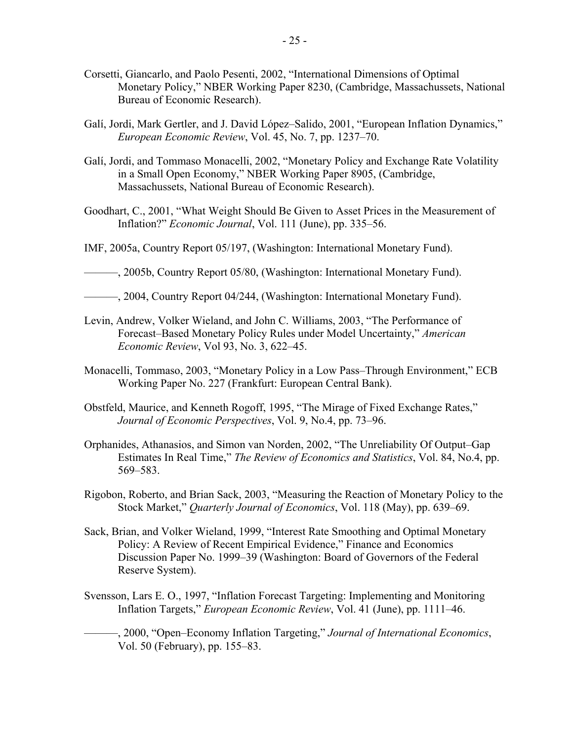Corsetti, Giancarlo, and Paolo Pesenti, 2002, "International Dimensions of Optimal Monetary Policy," NBER Working Paper 8230, (Cambridge, Massachussets, National Bureau of Economic Research).

Galí, Jordi, Mark Gertler, and J. David López–Salido, 2001, "European Inflation Dynamics," *European Economic Review*, Vol. 45, No. 7, pp. 1237–70.

Galí, Jordi, and Tommaso Monacelli, 2002, "Monetary Policy and Exchange Rate Volatility in a Small Open Economy," NBER Working Paper 8905, (Cambridge, Massachussets, National Bureau of Economic Research).

Goodhart, C., 2001, "What Weight Should Be Given to Asset Prices in the Measurement of Inflation?" *Economic Journal*, Vol. 111 (June), pp. 335–56.

IMF, 2005a, Country Report 05/197, (Washington: International Monetary Fund).

———, 2005b, Country Report 05/80, (Washington: International Monetary Fund).

———, 2004, Country Report 04/244, (Washington: International Monetary Fund).

Levin, Andrew, Volker Wieland, and John C. Williams, 2003, "The Performance of Forecast–Based Monetary Policy Rules under Model Uncertainty," *American Economic Review*, Vol 93, No. 3, 622–45.

Monacelli, Tommaso, 2003, "Monetary Policy in a Low Pass–Through Environment," ECB Working Paper No. 227 (Frankfurt: European Central Bank).

Obstfeld, Maurice, and Kenneth Rogoff, 1995, "The Mirage of Fixed Exchange Rates," *Journal of Economic Perspectives*, Vol. 9, No.4, pp. 73–96.

Orphanides, Athanasios, and Simon van Norden, 2002, "The Unreliability Of Output–Gap Estimates In Real Time," *The Review of Economics and Statistics*, Vol. 84, No.4, pp. 569–583.

Rigobon, Roberto, and Brian Sack, 2003, "Measuring the Reaction of Monetary Policy to the Stock Market," *Quarterly Journal of Economics*, Vol. 118 (May), pp. 639–69.

Sack, Brian, and Volker Wieland, 1999, "Interest Rate Smoothing and Optimal Monetary Policy: A Review of Recent Empirical Evidence," Finance and Economics Discussion Paper No. 1999–39 (Washington: Board of Governors of the Federal Reserve System).

Svensson, Lars E. O., 1997, "Inflation Forecast Targeting: Implementing and Monitoring Inflation Targets," *European Economic Review*, Vol. 41 (June), pp. 1111–46.

———, 2000, "Open–Economy Inflation Targeting," *Journal of International Economics*, Vol. 50 (February), pp. 155–83.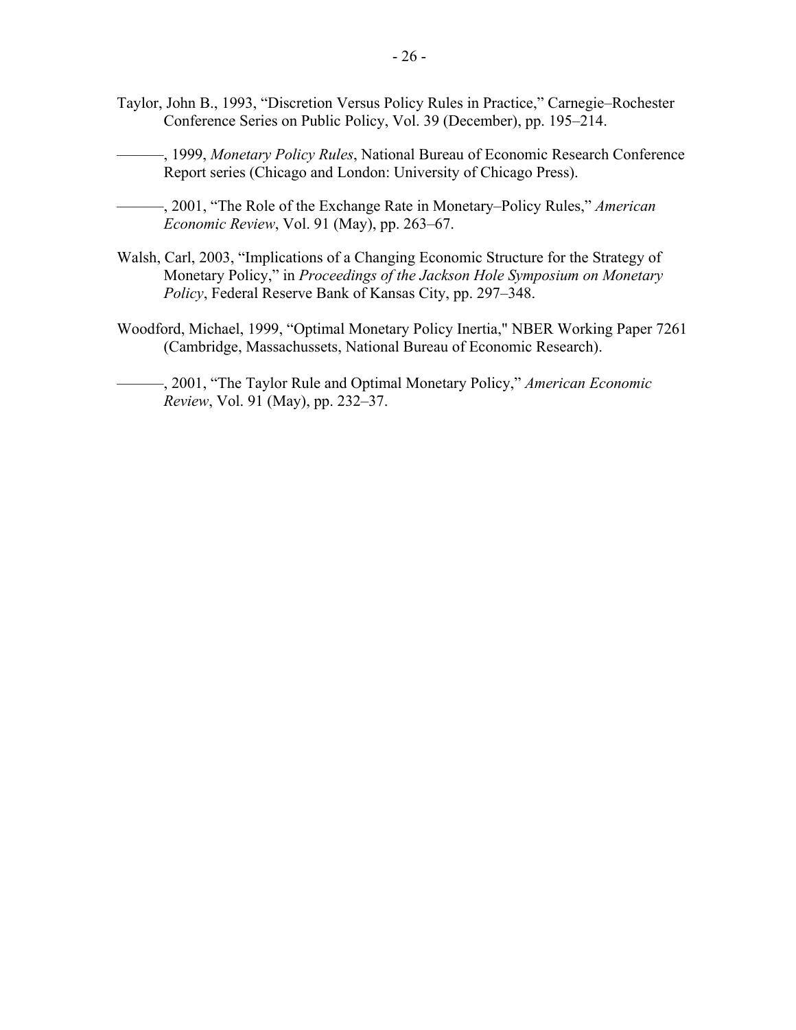Taylor, John B., 1993, "Discretion Versus Policy Rules in Practice," Carnegie–Rochester Conference Series on Public Policy, Vol. 39 (December), pp. 195–214.

———, 1999, *Monetary Policy Rules*, National Bureau of Economic Research Conference Report series (Chicago and London: University of Chicago Press).

———, 2001, "The Role of the Exchange Rate in Monetary–Policy Rules," *American Economic Review*, Vol. 91 (May), pp. 263–67.

Walsh, Carl, 2003, "Implications of a Changing Economic Structure for the Strategy of Monetary Policy," in *Proceedings of the Jackson Hole Symposium on Monetary Policy*, Federal Reserve Bank of Kansas City, pp. 297–348.

Woodford, Michael, 1999, "Optimal Monetary Policy Inertia," NBER Working Paper 7261 (Cambridge, Massachussets, National Bureau of Economic Research).

———, 2001, "The Taylor Rule and Optimal Monetary Policy," *American Economic Review*, Vol. 91 (May), pp. 232–37.